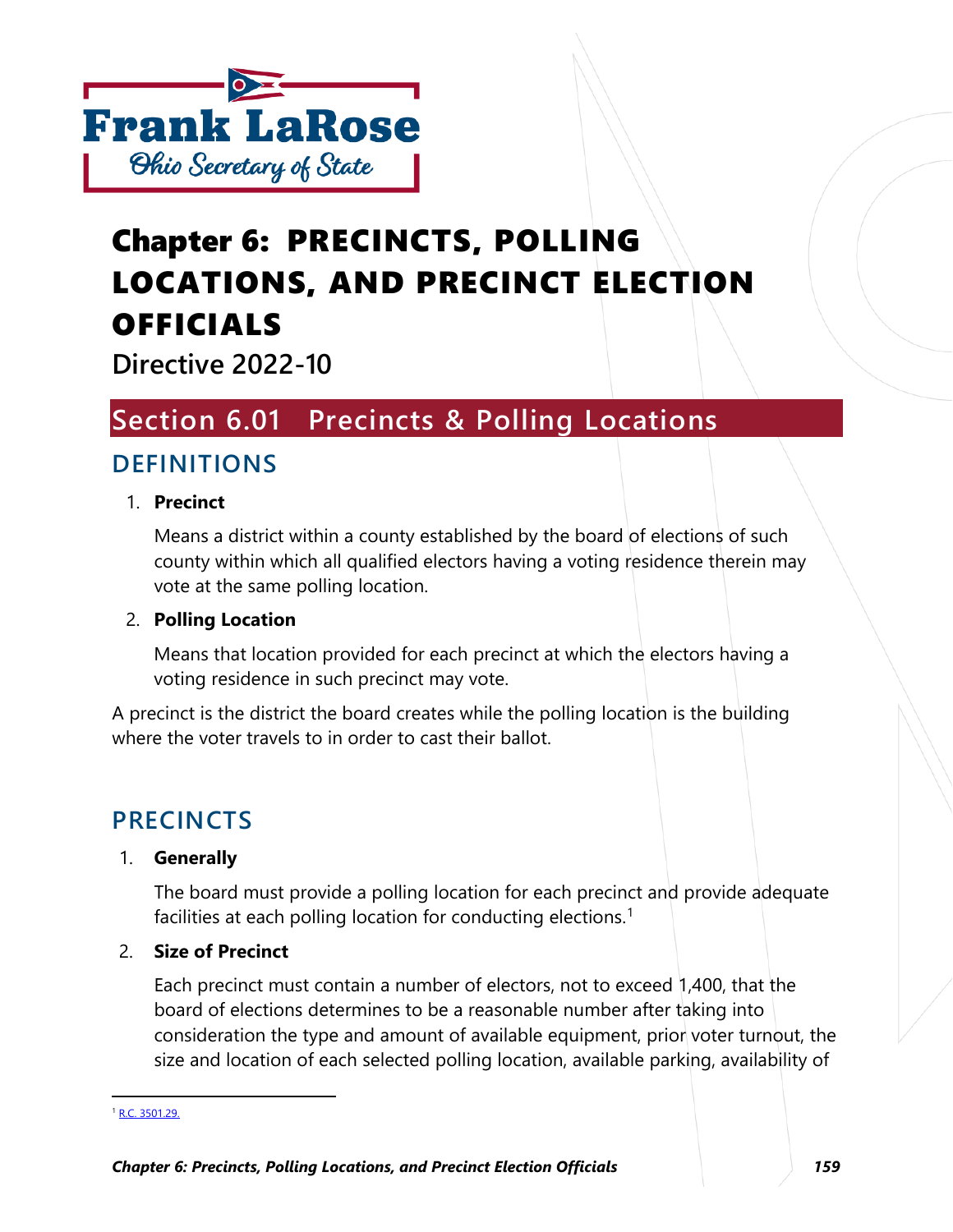# Chapter 6: PRECINCTS, POLLING LOCATIONS, AND PRECINCT ELECTION OFFICIALS

**Directive 2022-10**

## Section 6.01 Precincts & Polling Locations

### DEFINITIONS

1. **Precinct**

   Means a district within a county established by the board of elections of such county within which all qualified electors having a voting residence therein may vote at the same polling location.

2. **Polling Location**

   Means that location provided for each precinct at which the electors having a voting residence in such precinct may vote.

A precinct is the district the board creates while the polling location is the building where the voter travels to in order to cast their ballot.

### PRECINCTS

1. **Generally**

   The board must provide a polling location for each precinct and provide adequate facilities at each polling location for conducting elections.[1]

2. **Size of Precinct**

   Each precinct must contain a number of electors, not to exceed 1,400, that the board of elections determines to be a reasonable number after taking into consideration the type and amount of available equipment, prior voter turnout, the size and location of each selected polling location, available parking, availability of

[1] R.C. 3501.29.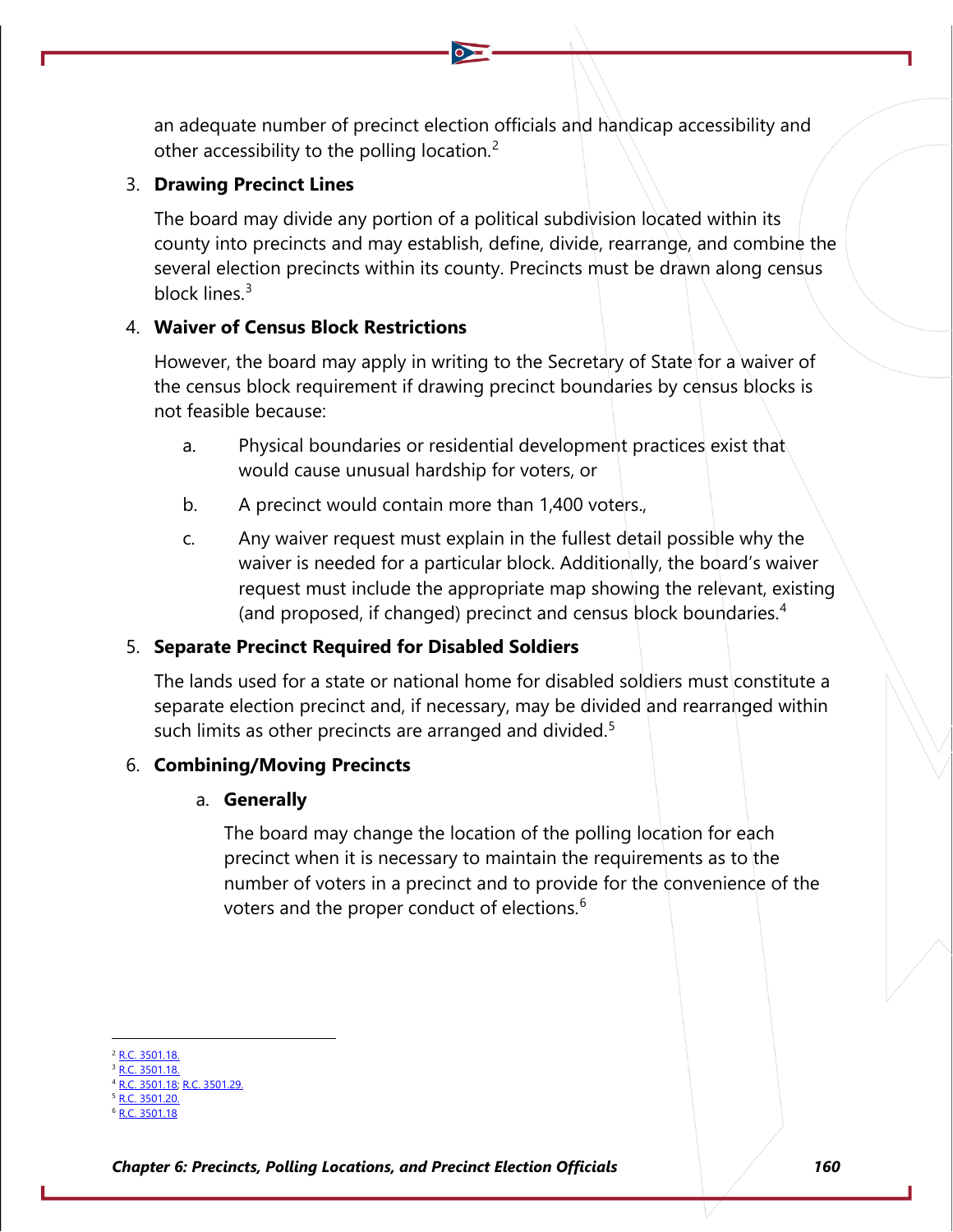an adequate number of precinct election officials and handicap accessibility and other accessibility to the polling location.[2]

3. **Drawing Precinct Lines**

   The board may divide any portion of a political subdivision located within its county into precincts and may establish, define, divide, rearrange, and combine the several election precincts within its county. Precincts must be drawn along census block lines.[3]

4. **Waiver of Census Block Restrictions**

   However, the board may apply in writing to the Secretary of State for a waiver of the census block requirement if drawing precinct boundaries by census blocks is not feasible because:

   a. Physical boundaries or residential development practices exist that would cause unusual hardship for voters, or

   b. A precinct would contain more than 1,400 voters.,

   c. Any waiver request must explain in the fullest detail possible why the waiver is needed for a particular block. Additionally, the board's waiver request must include the appropriate map showing the relevant, existing (and proposed, if changed) precinct and census block boundaries.[4]

5. **Separate Precinct Required for Disabled Soldiers**

   The lands used for a state or national home for disabled soldiers must constitute a separate election precinct and, if necessary, may be divided and rearranged within such limits as other precincts are arranged and divided.[5]

6. **Combining/Moving Precincts**

   a. **Generally**

      The board may change the location of the polling location for each precinct when it is necessary to maintain the requirements as to the number of voters in a precinct and to provide for the convenience of the voters and the proper conduct of elections.[6]

---

[2] R.C. 3501.18.
[3] R.C. 3501.18.
[4] R.C. 3501.18; R.C. 3501.29.
[5] R.C. 3501.20.
[6] R.C. 3501.18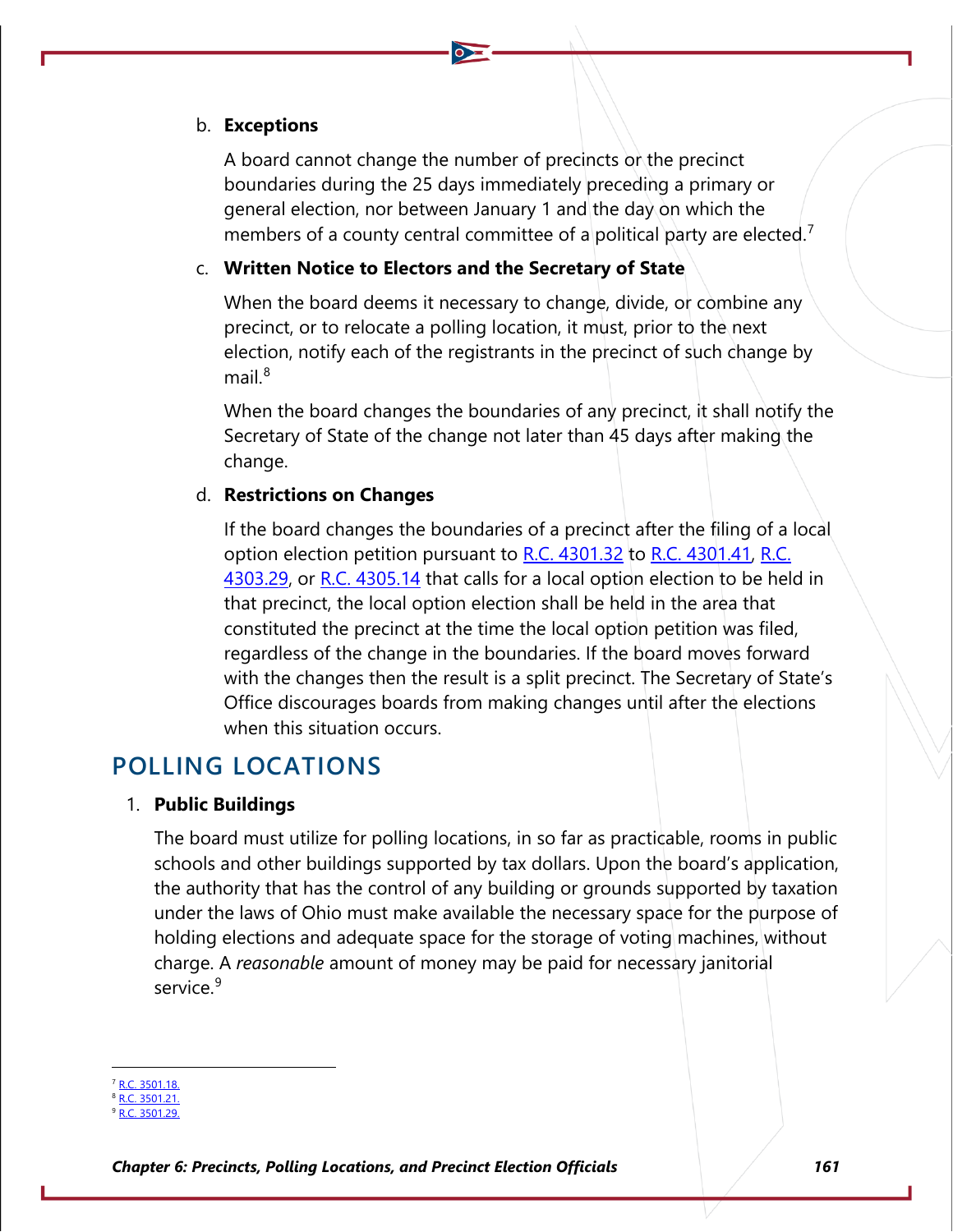b. **Exceptions**

A board cannot change the number of precincts or the precinct boundaries during the 25 days immediately preceding a primary or general election, nor between January 1 and the day on which the members of a county central committee of a political party are elected.[7]

c. **Written Notice to Electors and the Secretary of State**

When the board deems it necessary to change, divide, or combine any precinct, or to relocate a polling location, it must, prior to the next election, notify each of the registrants in the precinct of such change by mail.[8]

When the board changes the boundaries of any precinct, it shall notify the Secretary of State of the change not later than 45 days after making the change.

d. **Restrictions on Changes**

If the board changes the boundaries of a precinct after the filing of a local option election petition pursuant to R.C. 4301.32 to R.C. 4301.41, R.C. 4303.29, or R.C. 4305.14 that calls for a local option election to be held in that precinct, the local option election shall be held in the area that constituted the precinct at the time the local option petition was filed, regardless of the change in the boundaries. If the board moves forward with the changes then the result is a split precinct. The Secretary of State's Office discourages boards from making changes until after the elections when this situation occurs.

## POLLING LOCATIONS

1. **Public Buildings**

The board must utilize for polling locations, in so far as practicable, rooms in public schools and other buildings supported by tax dollars. Upon the board's application, the authority that has the control of any building or grounds supported by taxation under the laws of Ohio must make available the necessary space for the purpose of holding elections and adequate space for the storage of voting machines, without charge. A *reasonable* amount of money may be paid for necessary janitorial service.[9]

---

[7] R.C. 3501.18.
[8] R.C. 3501.21.
[9] R.C. 3501.29.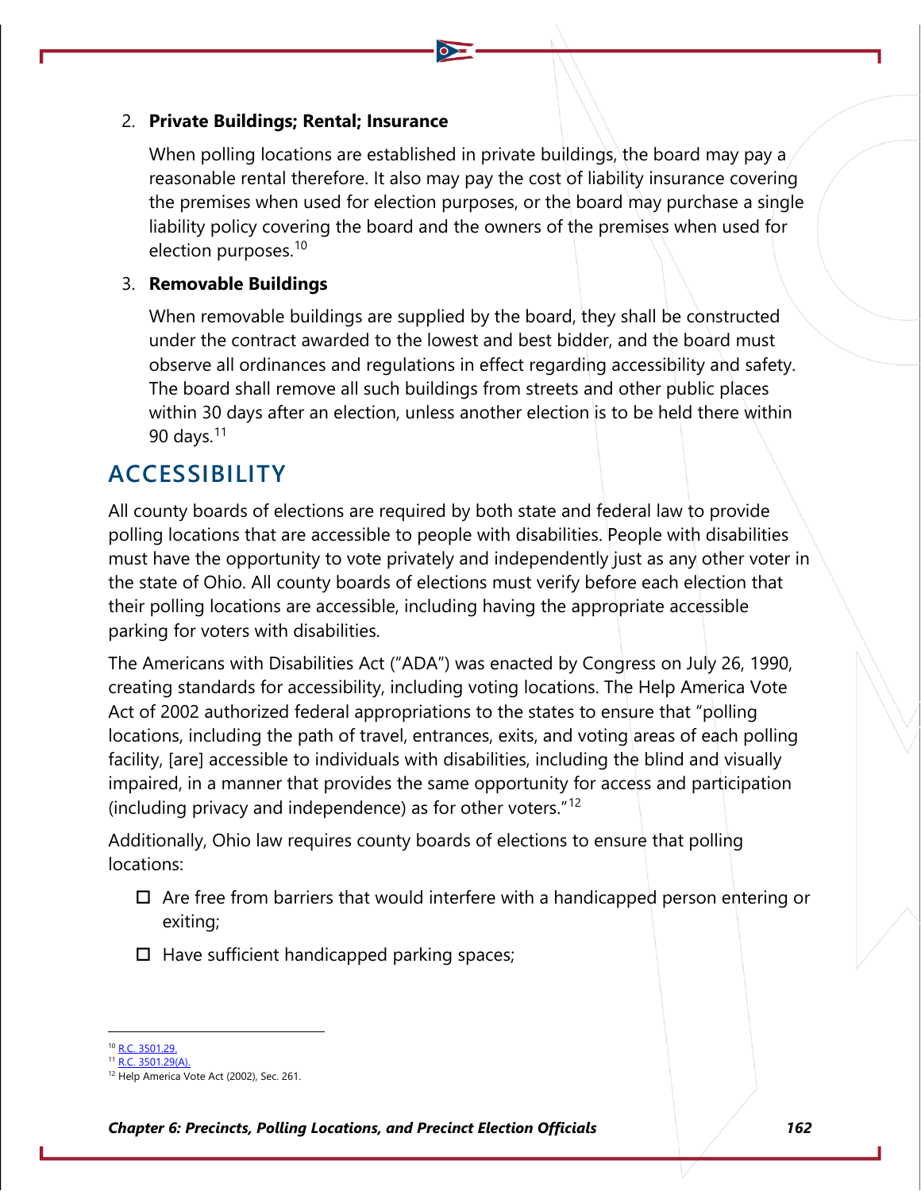2. **Private Buildings; Rental; Insurance**

   When polling locations are established in private buildings, the board may pay a reasonable rental therefore. It also may pay the cost of liability insurance covering the premises when used for election purposes, or the board may purchase a single liability policy covering the board and the owners of the premises when used for election purposes.[10]

3. **Removable Buildings**

   When removable buildings are supplied by the board, they shall be constructed under the contract awarded to the lowest and best bidder, and the board must observe all ordinances and regulations in effect regarding accessibility and safety. The board shall remove all such buildings from streets and other public places within 30 days after an election, unless another election is to be held there within 90 days.[11]

## ACCESSIBILITY

All county boards of elections are required by both state and federal law to provide polling locations that are accessible to people with disabilities. People with disabilities must have the opportunity to vote privately and independently just as any other voter in the state of Ohio. All county boards of elections must verify before each election that their polling locations are accessible, including having the appropriate accessible parking for voters with disabilities.

The Americans with Disabilities Act ("ADA") was enacted by Congress on July 26, 1990, creating standards for accessibility, including voting locations. The Help America Vote Act of 2002 authorized federal appropriations to the states to ensure that "polling locations, including the path of travel, entrances, exits, and voting areas of each polling facility, [are] accessible to individuals with disabilities, including the blind and visually impaired, in a manner that provides the same opportunity for access and participation (including privacy and independence) as for other voters."[12]

Additionally, Ohio law requires county boards of elections to ensure that polling locations:

- ☐ Are free from barriers that would interfere with a handicapped person entering or exiting;
- ☐ Have sufficient handicapped parking spaces;

---

[10] R.C. 3501.29.
[11] R.C. 3501.29(A).
[12] Help America Vote Act (2002), Sec. 261.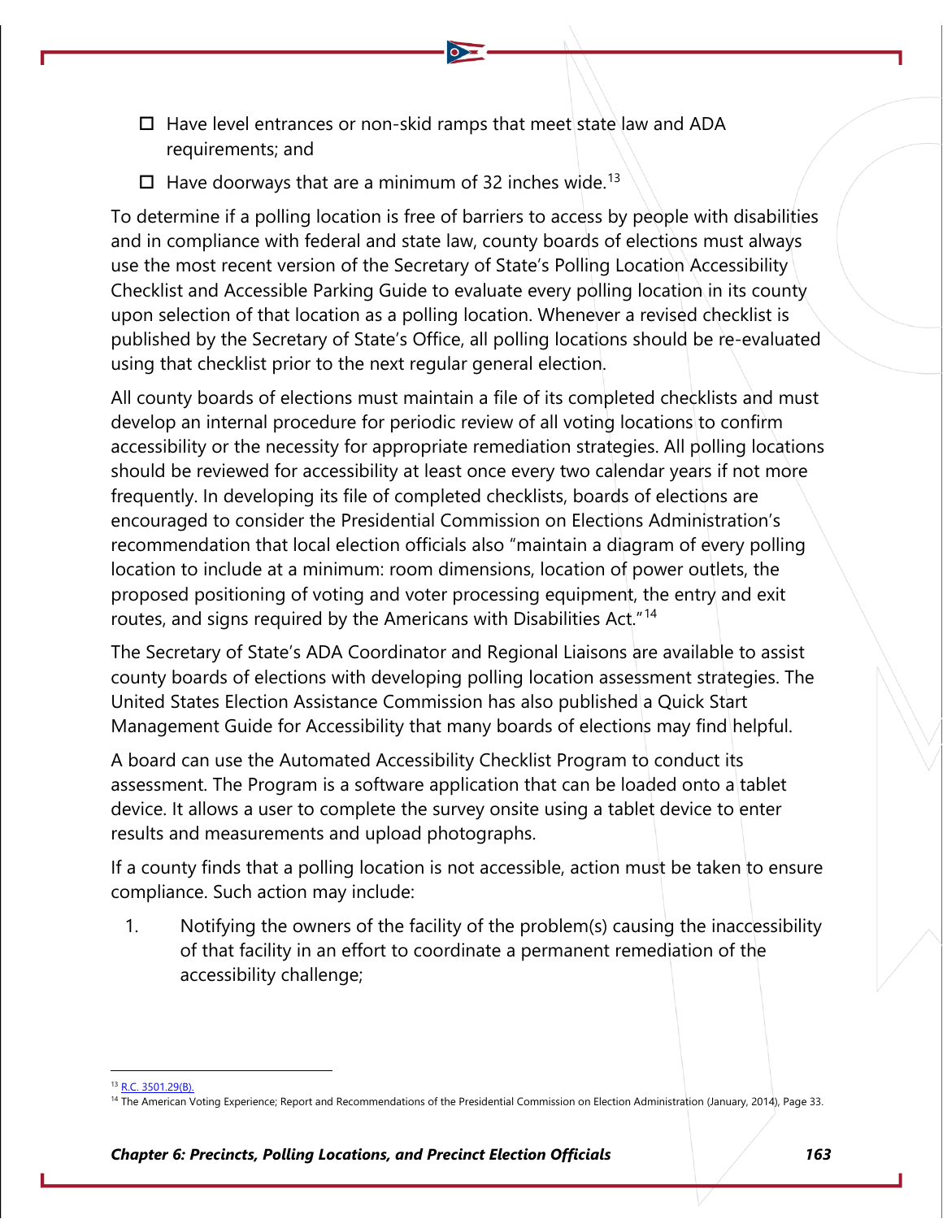- ☐ Have level entrances or non-skid ramps that meet state law and ADA requirements; and
- ☐ Have doorways that are a minimum of 32 inches wide.[13]

To determine if a polling location is free of barriers to access by people with disabilities and in compliance with federal and state law, county boards of elections must always use the most recent version of the Secretary of State's Polling Location Accessibility Checklist and Accessible Parking Guide to evaluate every polling location in its county upon selection of that location as a polling location. Whenever a revised checklist is published by the Secretary of State's Office, all polling locations should be re-evaluated using that checklist prior to the next regular general election.

All county boards of elections must maintain a file of its completed checklists and must develop an internal procedure for periodic review of all voting locations to confirm accessibility or the necessity for appropriate remediation strategies. All polling locations should be reviewed for accessibility at least once every two calendar years if not more frequently. In developing its file of completed checklists, boards of elections are encouraged to consider the Presidential Commission on Elections Administration's recommendation that local election officials also "maintain a diagram of every polling location to include at a minimum: room dimensions, location of power outlets, the proposed positioning of voting and voter processing equipment, the entry and exit routes, and signs required by the Americans with Disabilities Act."[14]

The Secretary of State's ADA Coordinator and Regional Liaisons are available to assist county boards of elections with developing polling location assessment strategies. The United States Election Assistance Commission has also published a Quick Start Management Guide for Accessibility that many boards of elections may find helpful.

A board can use the Automated Accessibility Checklist Program to conduct its assessment. The Program is a software application that can be loaded onto a tablet device. It allows a user to complete the survey onsite using a tablet device to enter results and measurements and upload photographs.

If a county finds that a polling location is not accessible, action must be taken to ensure compliance. Such action may include:

1. Notifying the owners of the facility of the problem(s) causing the inaccessibility of that facility in an effort to coordinate a permanent remediation of the accessibility challenge;

---

[13] R.C. 3501.29(B).

[14] The American Voting Experience; Report and Recommendations of the Presidential Commission on Election Administration (January, 2014), Page 33.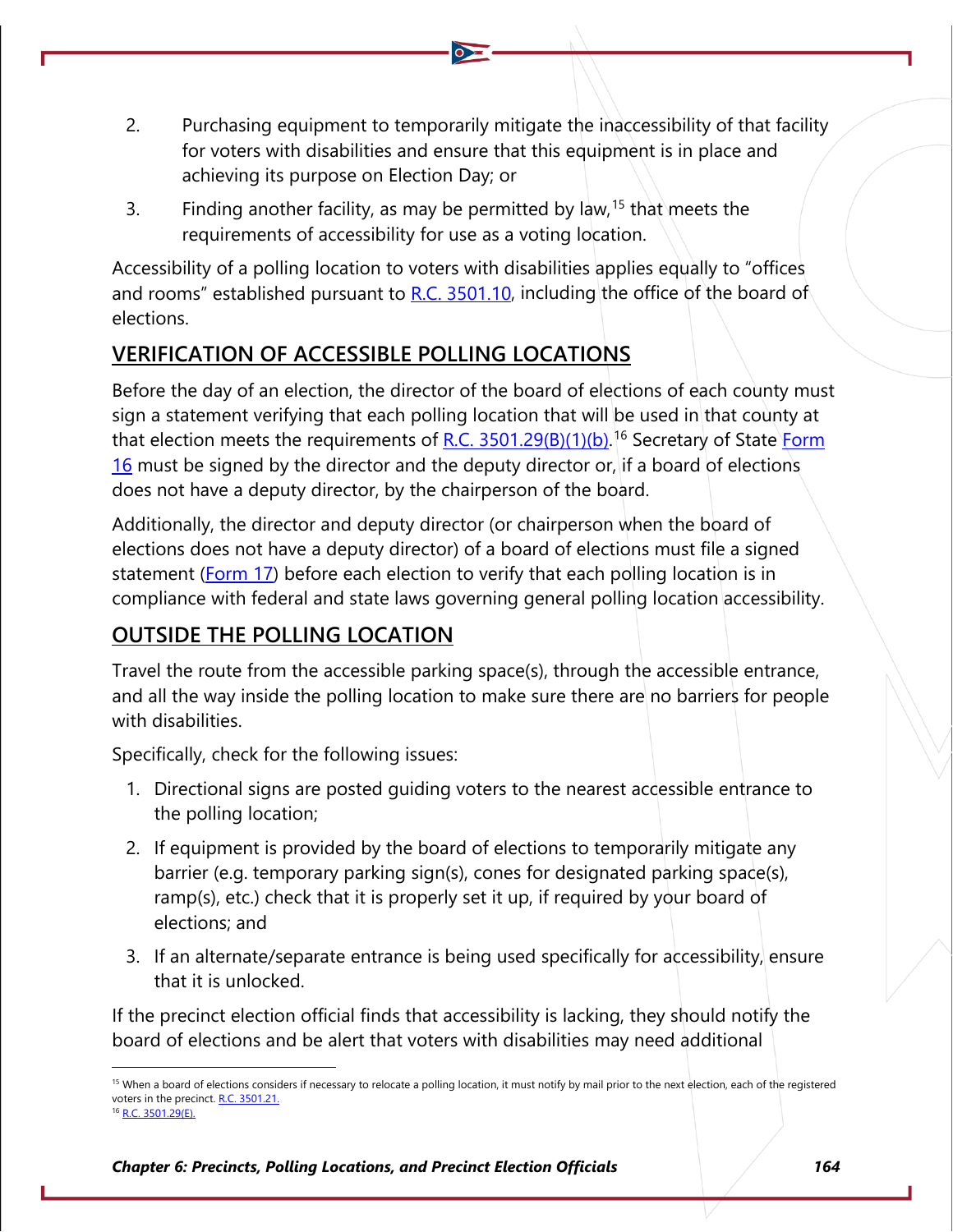2. Purchasing equipment to temporarily mitigate the inaccessibility of that facility for voters with disabilities and ensure that this equipment is in place and achieving its purpose on Election Day; or

3. Finding another facility, as may be permitted by law,[15] that meets the requirements of accessibility for use as a voting location.

Accessibility of a polling location to voters with disabilities applies equally to "offices and rooms" established pursuant to R.C. 3501.10, including the office of the board of elections.

## VERIFICATION OF ACCESSIBLE POLLING LOCATIONS

Before the day of an election, the director of the board of elections of each county must sign a statement verifying that each polling location that will be used in that county at that election meets the requirements of R.C. 3501.29(B)(1)(b).[16] Secretary of State Form 16 must be signed by the director and the deputy director or, if a board of elections does not have a deputy director, by the chairperson of the board.

Additionally, the director and deputy director (or chairperson when the board of elections does not have a deputy director) of a board of elections must file a signed statement (Form 17) before each election to verify that each polling location is in compliance with federal and state laws governing general polling location accessibility.

## OUTSIDE THE POLLING LOCATION

Travel the route from the accessible parking space(s), through the accessible entrance, and all the way inside the polling location to make sure there are no barriers for people with disabilities.

Specifically, check for the following issues:

1. Directional signs are posted guiding voters to the nearest accessible entrance to the polling location;
2. If equipment is provided by the board of elections to temporarily mitigate any barrier (e.g. temporary parking sign(s), cones for designated parking space(s), ramp(s), etc.) check that it is properly set it up, if required by your board of elections; and
3. If an alternate/separate entrance is being used specifically for accessibility, ensure that it is unlocked.

If the precinct election official finds that accessibility is lacking, they should notify the board of elections and be alert that voters with disabilities may need additional

---

[15] When a board of elections considers if necessary to relocate a polling location, it must notify by mail prior to the next election, each of the registered voters in the precinct. R.C. 3501.21.

[16] R.C. 3501.29(E).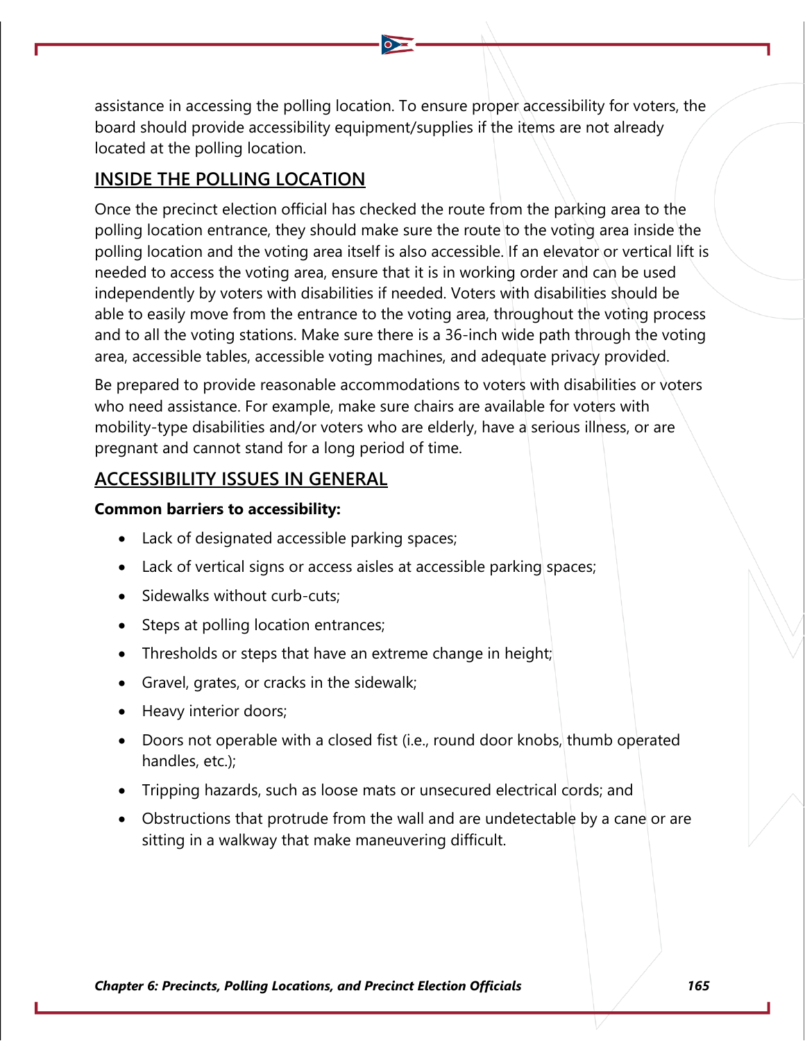assistance in accessing the polling location. To ensure proper accessibility for voters, the board should provide accessibility equipment/supplies if the items are not already located at the polling location.

## INSIDE THE POLLING LOCATION

Once the precinct election official has checked the route from the parking area to the polling location entrance, they should make sure the route to the voting area inside the polling location and the voting area itself is also accessible. If an elevator or vertical lift is needed to access the voting area, ensure that it is in working order and can be used independently by voters with disabilities if needed. Voters with disabilities should be able to easily move from the entrance to the voting area, throughout the voting process and to all the voting stations. Make sure there is a 36-inch wide path through the voting area, accessible tables, accessible voting machines, and adequate privacy provided.

Be prepared to provide reasonable accommodations to voters with disabilities or voters who need assistance. For example, make sure chairs are available for voters with mobility-type disabilities and/or voters who are elderly, have a serious illness, or are pregnant and cannot stand for a long period of time.

## ACCESSIBILITY ISSUES IN GENERAL

**Common barriers to accessibility:**

- Lack of designated accessible parking spaces;
- Lack of vertical signs or access aisles at accessible parking spaces;
- Sidewalks without curb-cuts;
- Steps at polling location entrances;
- Thresholds or steps that have an extreme change in height;
- Gravel, grates, or cracks in the sidewalk;
- Heavy interior doors;
- Doors not operable with a closed fist (i.e., round door knobs, thumb operated handles, etc.);
- Tripping hazards, such as loose mats or unsecured electrical cords; and
- Obstructions that protrude from the wall and are undetectable by a cane or are sitting in a walkway that make maneuvering difficult.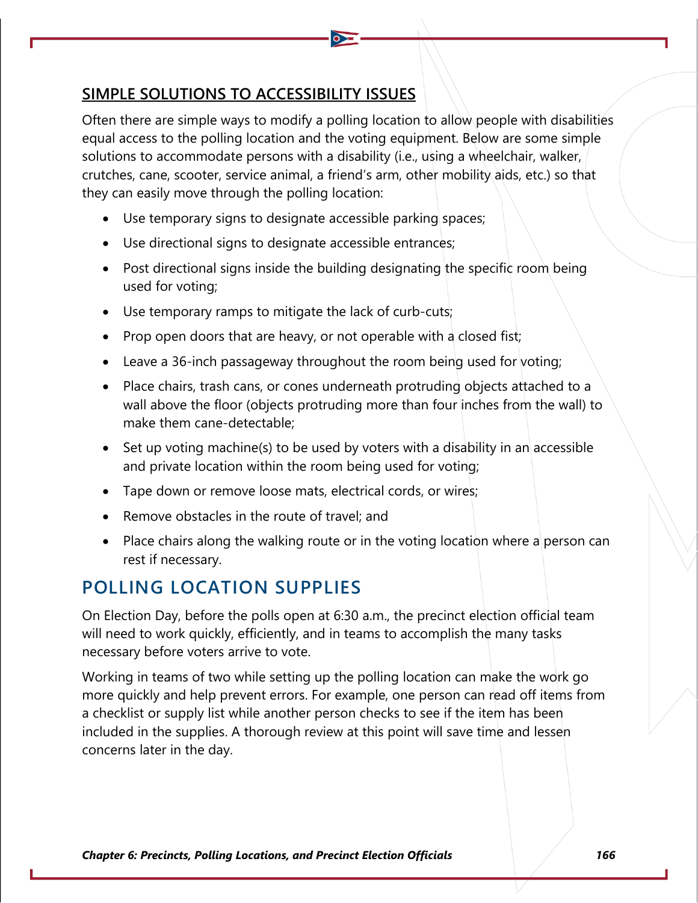## SIMPLE SOLUTIONS TO ACCESSIBILITY ISSUES

Often there are simple ways to modify a polling location to allow people with disabilities equal access to the polling location and the voting equipment. Below are some simple solutions to accommodate persons with a disability (i.e., using a wheelchair, walker, crutches, cane, scooter, service animal, a friend's arm, other mobility aids, etc.) so that they can easily move through the polling location:

- Use temporary signs to designate accessible parking spaces;
- Use directional signs to designate accessible entrances;
- Post directional signs inside the building designating the specific room being used for voting;
- Use temporary ramps to mitigate the lack of curb-cuts;
- Prop open doors that are heavy, or not operable with a closed fist;
- Leave a 36-inch passageway throughout the room being used for voting;
- Place chairs, trash cans, or cones underneath protruding objects attached to a wall above the floor (objects protruding more than four inches from the wall) to make them cane-detectable;
- Set up voting machine(s) to be used by voters with a disability in an accessible and private location within the room being used for voting;
- Tape down or remove loose mats, electrical cords, or wires;
- Remove obstacles in the route of travel; and
- Place chairs along the walking route or in the voting location where a person can rest if necessary.

## POLLING LOCATION SUPPLIES

On Election Day, before the polls open at 6:30 a.m., the precinct election official team will need to work quickly, efficiently, and in teams to accomplish the many tasks necessary before voters arrive to vote.

Working in teams of two while setting up the polling location can make the work go more quickly and help prevent errors. For example, one person can read off items from a checklist or supply list while another person checks to see if the item has been included in the supplies. A thorough review at this point will save time and lessen concerns later in the day.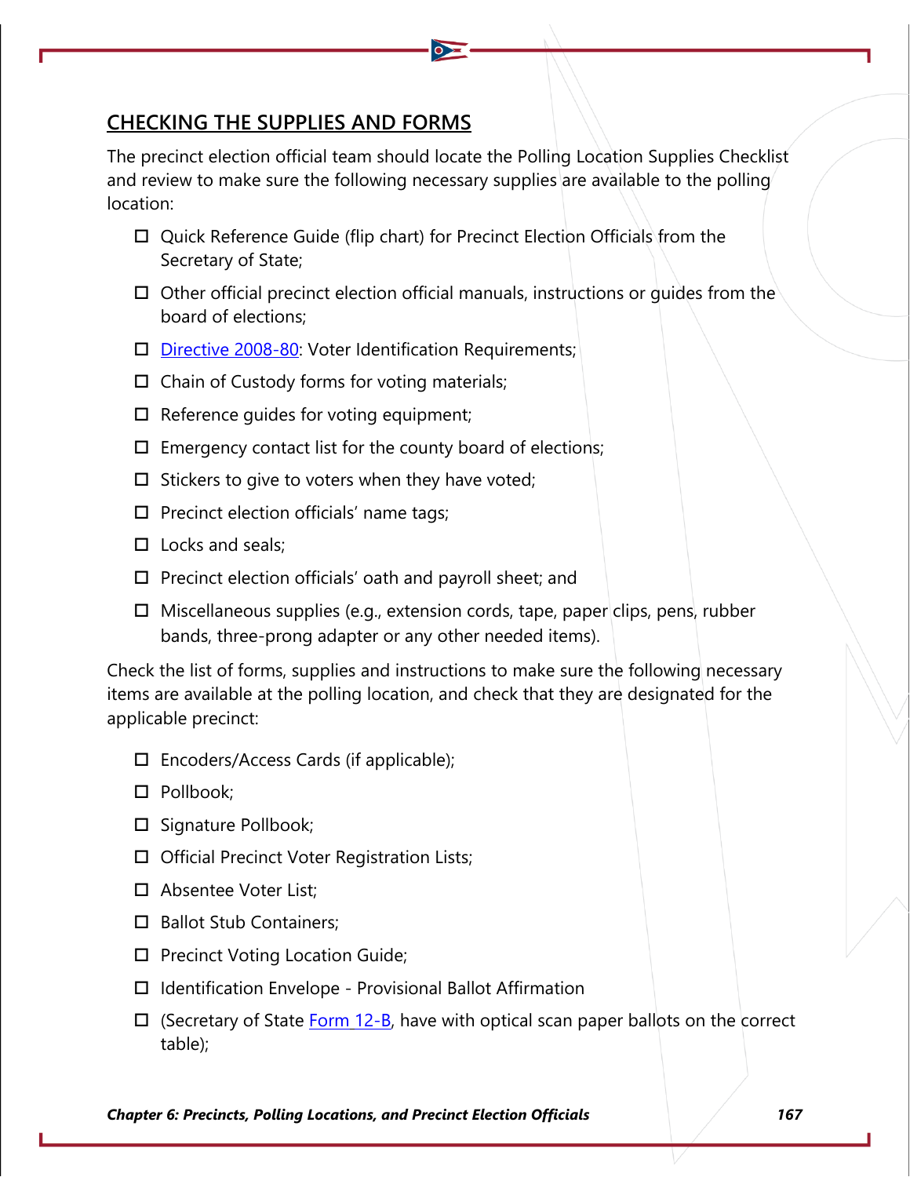## CHECKING THE SUPPLIES AND FORMS

The precinct election official team should locate the Polling Location Supplies Checklist and review to make sure the following necessary supplies are available to the polling location:

- ☐ Quick Reference Guide (flip chart) for Precinct Election Officials from the Secretary of State;
- ☐ Other official precinct election official manuals, instructions or guides from the board of elections;
- ☐ Directive 2008-80: Voter Identification Requirements;
- ☐ Chain of Custody forms for voting materials;
- ☐ Reference guides for voting equipment;
- ☐ Emergency contact list for the county board of elections;
- ☐ Stickers to give to voters when they have voted;
- ☐ Precinct election officials' name tags;
- ☐ Locks and seals;
- ☐ Precinct election officials' oath and payroll sheet; and
- ☐ Miscellaneous supplies (e.g., extension cords, tape, paper clips, pens, rubber bands, three-prong adapter or any other needed items).

Check the list of forms, supplies and instructions to make sure the following necessary items are available at the polling location, and check that they are designated for the applicable precinct:

- ☐ Encoders/Access Cards (if applicable);
- ☐ Pollbook;
- ☐ Signature Pollbook;
- ☐ Official Precinct Voter Registration Lists;
- ☐ Absentee Voter List;
- ☐ Ballot Stub Containers;
- ☐ Precinct Voting Location Guide;
- ☐ Identification Envelope - Provisional Ballot Affirmation
- ☐ (Secretary of State Form 12-B, have with optical scan paper ballots on the correct table);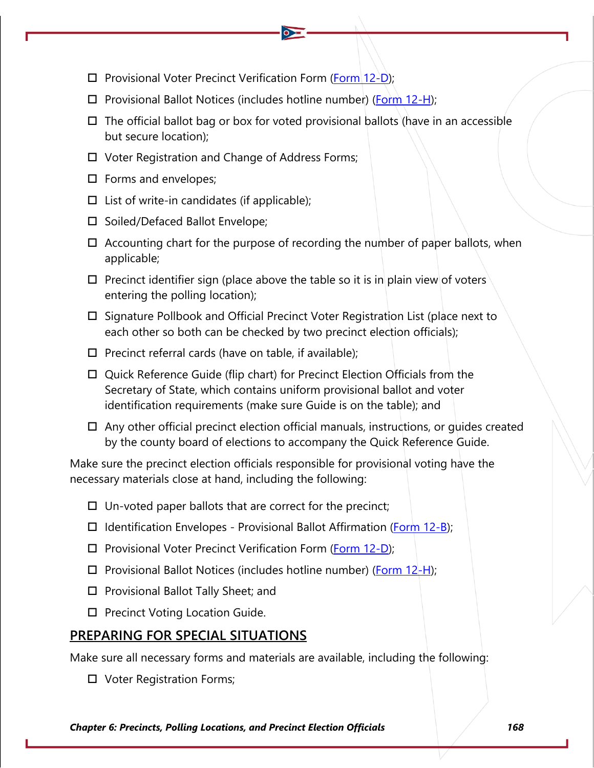- ☐ Provisional Voter Precinct Verification Form (Form 12-D);
- ☐ Provisional Ballot Notices (includes hotline number) (Form 12-H);
- ☐ The official ballot bag or box for voted provisional ballots (have in an accessible but secure location);
- ☐ Voter Registration and Change of Address Forms;
- ☐ Forms and envelopes;
- ☐ List of write-in candidates (if applicable);
- ☐ Soiled/Defaced Ballot Envelope;
- ☐ Accounting chart for the purpose of recording the number of paper ballots, when applicable;
- ☐ Precinct identifier sign (place above the table so it is in plain view of voters entering the polling location);
- ☐ Signature Pollbook and Official Precinct Voter Registration List (place next to each other so both can be checked by two precinct election officials);
- ☐ Precinct referral cards (have on table, if available);
- ☐ Quick Reference Guide (flip chart) for Precinct Election Officials from the Secretary of State, which contains uniform provisional ballot and voter identification requirements (make sure Guide is on the table); and
- ☐ Any other official precinct election official manuals, instructions, or guides created by the county board of elections to accompany the Quick Reference Guide.

Make sure the precinct election officials responsible for provisional voting have the necessary materials close at hand, including the following:

- ☐ Un-voted paper ballots that are correct for the precinct;
- ☐ Identification Envelopes - Provisional Ballot Affirmation (Form 12-B);
- ☐ Provisional Voter Precinct Verification Form (Form 12-D);
- ☐ Provisional Ballot Notices (includes hotline number) (Form 12-H);
- ☐ Provisional Ballot Tally Sheet; and
- ☐ Precinct Voting Location Guide.

## PREPARING FOR SPECIAL SITUATIONS

Make sure all necessary forms and materials are available, including the following:

- ☐ Voter Registration Forms;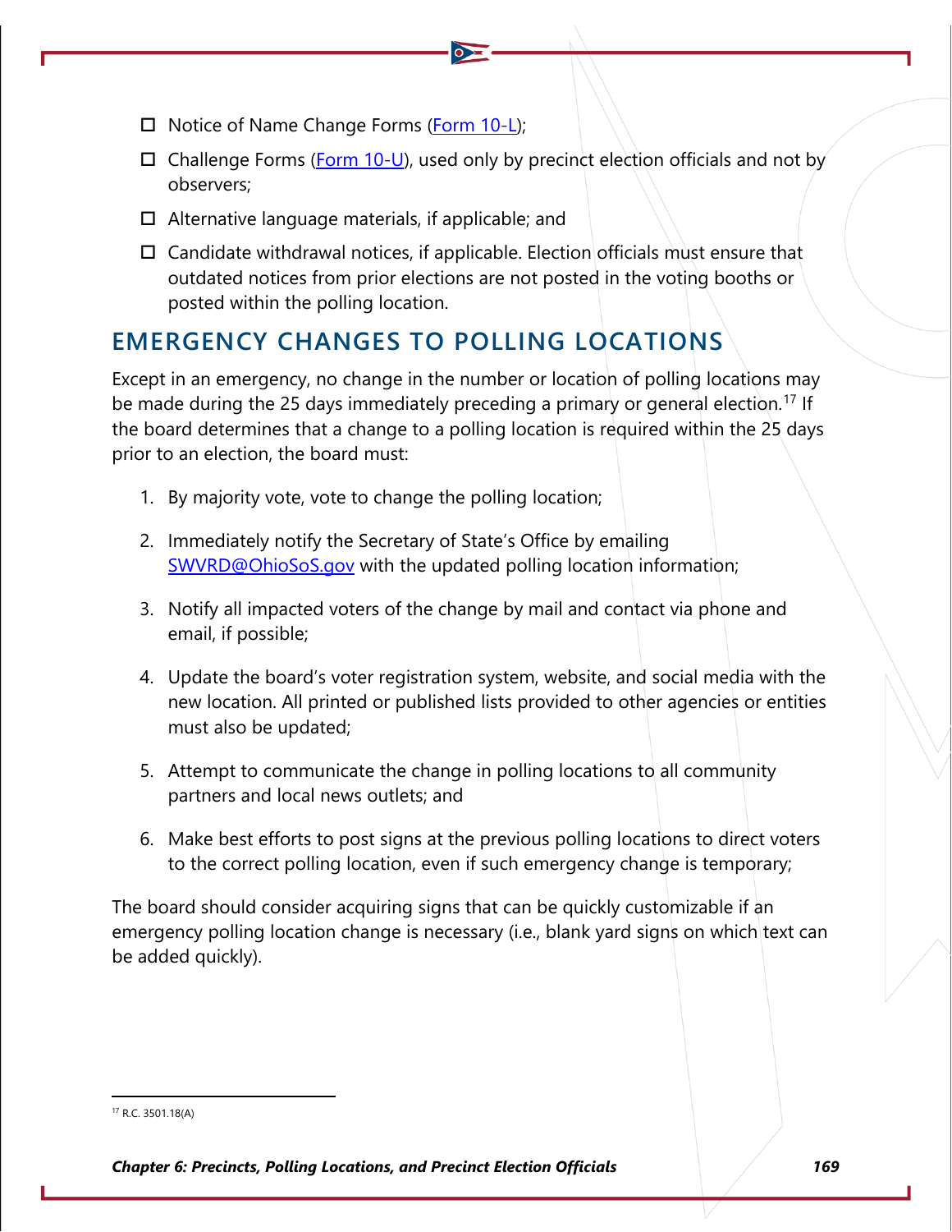- ☐ Notice of Name Change Forms (Form 10-L);
- ☐ Challenge Forms (Form 10-U), used only by precinct election officials and not by observers;
- ☐ Alternative language materials, if applicable; and
- ☐ Candidate withdrawal notices, if applicable. Election officials must ensure that outdated notices from prior elections are not posted in the voting booths or posted within the polling location.

## EMERGENCY CHANGES TO POLLING LOCATIONS

Except in an emergency, no change in the number or location of polling locations may be made during the 25 days immediately preceding a primary or general election.[17] If the board determines that a change to a polling location is required within the 25 days prior to an election, the board must:

1. By majority vote, vote to change the polling location;
2. Immediately notify the Secretary of State's Office by emailing SWVRD@OhioSoS.gov with the updated polling location information;
3. Notify all impacted voters of the change by mail and contact via phone and email, if possible;
4. Update the board's voter registration system, website, and social media with the new location. All printed or published lists provided to other agencies or entities must also be updated;
5. Attempt to communicate the change in polling locations to all community partners and local news outlets; and
6. Make best efforts to post signs at the previous polling locations to direct voters to the correct polling location, even if such emergency change is temporary;

The board should consider acquiring signs that can be quickly customizable if an emergency polling location change is necessary (i.e., blank yard signs on which text can be added quickly).

---

[17] R.C. 3501.18(A)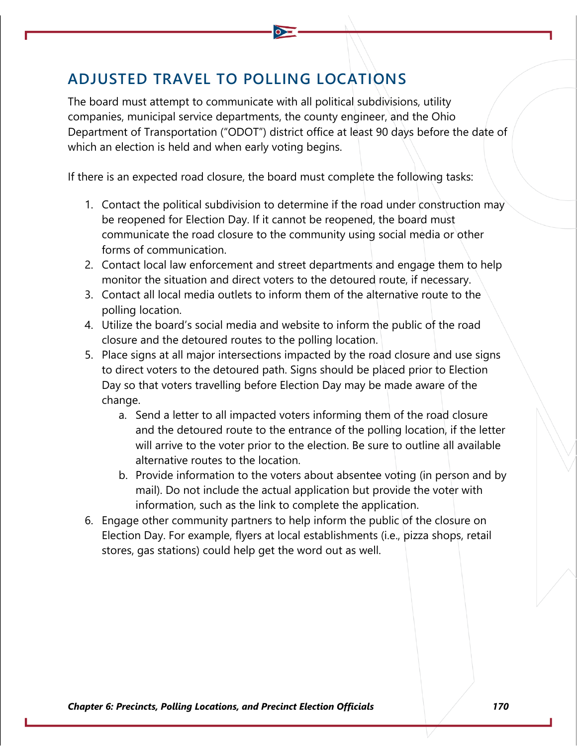## ADJUSTED TRAVEL TO POLLING LOCATIONS

The board must attempt to communicate with all political subdivisions, utility companies, municipal service departments, the county engineer, and the Ohio Department of Transportation ("ODOT") district office at least 90 days before the date of which an election is held and when early voting begins.

If there is an expected road closure, the board must complete the following tasks:

1. Contact the political subdivision to determine if the road under construction may be reopened for Election Day. If it cannot be reopened, the board must communicate the road closure to the community using social media or other forms of communication.
2. Contact local law enforcement and street departments and engage them to help monitor the situation and direct voters to the detoured route, if necessary.
3. Contact all local media outlets to inform them of the alternative route to the polling location.
4. Utilize the board's social media and website to inform the public of the road closure and the detoured routes to the polling location.
5. Place signs at all major intersections impacted by the road closure and use signs to direct voters to the detoured path. Signs should be placed prior to Election Day so that voters travelling before Election Day may be made aware of the change.
    a. Send a letter to all impacted voters informing them of the road closure and the detoured route to the entrance of the polling location, if the letter will arrive to the voter prior to the election. Be sure to outline all available alternative routes to the location.
    b. Provide information to the voters about absentee voting (in person and by mail). Do not include the actual application but provide the voter with information, such as the link to complete the application.
6. Engage other community partners to help inform the public of the closure on Election Day. For example, flyers at local establishments (i.e., pizza shops, retail stores, gas stations) could help get the word out as well.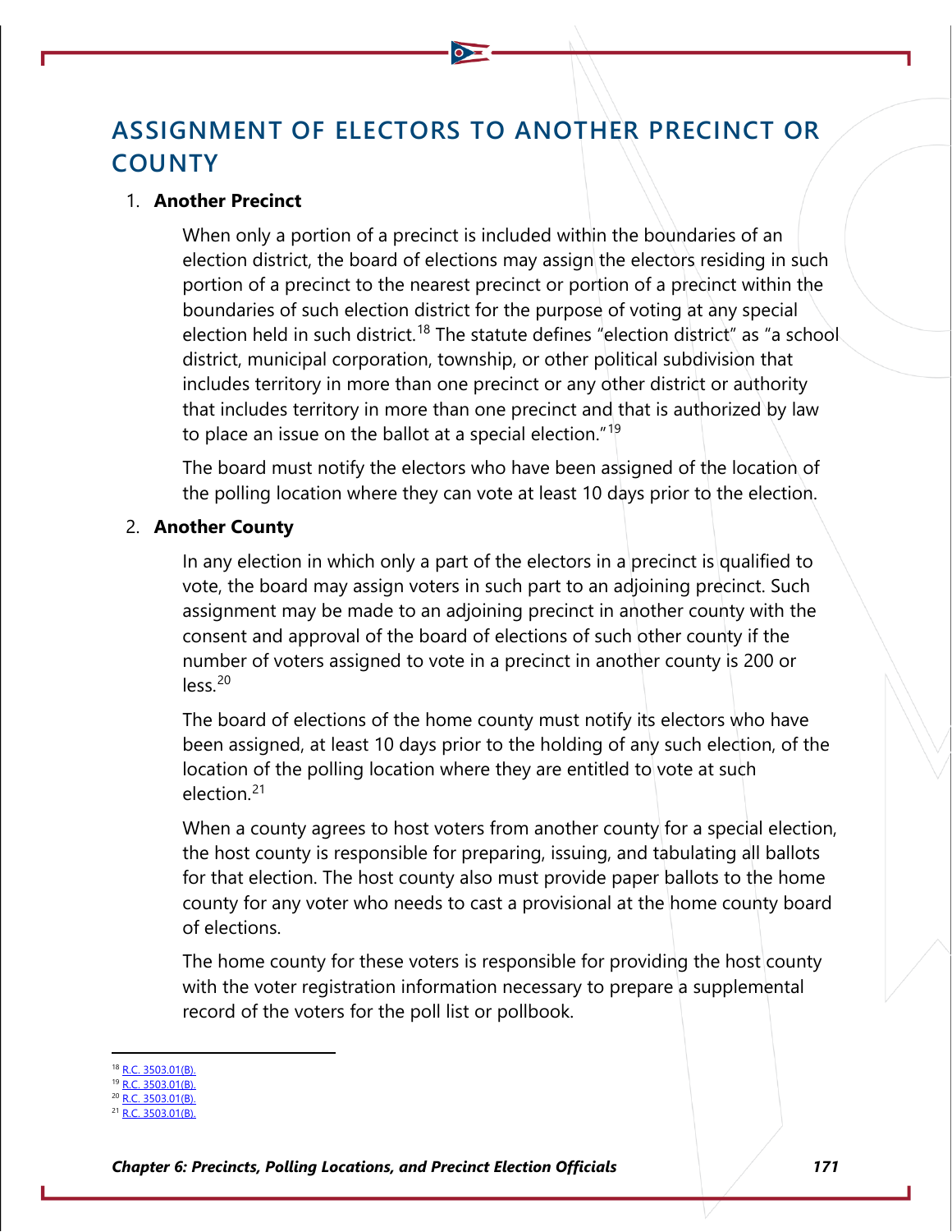## ASSIGNMENT OF ELECTORS TO ANOTHER PRECINCT OR COUNTY

1. **Another Precinct**

   When only a portion of a precinct is included within the boundaries of an election district, the board of elections may assign the electors residing in such portion of a precinct to the nearest precinct or portion of a precinct within the boundaries of such election district for the purpose of voting at any special election held in such district.[18] The statute defines "election district" as "a school district, municipal corporation, township, or other political subdivision that includes territory in more than one precinct or any other district or authority that includes territory in more than one precinct and that is authorized by law to place an issue on the ballot at a special election."[19]

   The board must notify the electors who have been assigned of the location of the polling location where they can vote at least 10 days prior to the election.

2. **Another County**

   In any election in which only a part of the electors in a precinct is qualified to vote, the board may assign voters in such part to an adjoining precinct. Such assignment may be made to an adjoining precinct in another county with the consent and approval of the board of elections of such other county if the number of voters assigned to vote in a precinct in another county is 200 or less.[20]

   The board of elections of the home county must notify its electors who have been assigned, at least 10 days prior to the holding of any such election, of the location of the polling location where they are entitled to vote at such election.[21]

   When a county agrees to host voters from another county for a special election, the host county is responsible for preparing, issuing, and tabulating all ballots for that election. The host county also must provide paper ballots to the home county for any voter who needs to cast a provisional at the home county board of elections.

   The home county for these voters is responsible for providing the host county with the voter registration information necessary to prepare a supplemental record of the voters for the poll list or pollbook.

---

[18] R.C. 3503.01(B).
[19] R.C. 3503.01(B).
[20] R.C. 3503.01(B).
[21] R.C. 3503.01(B).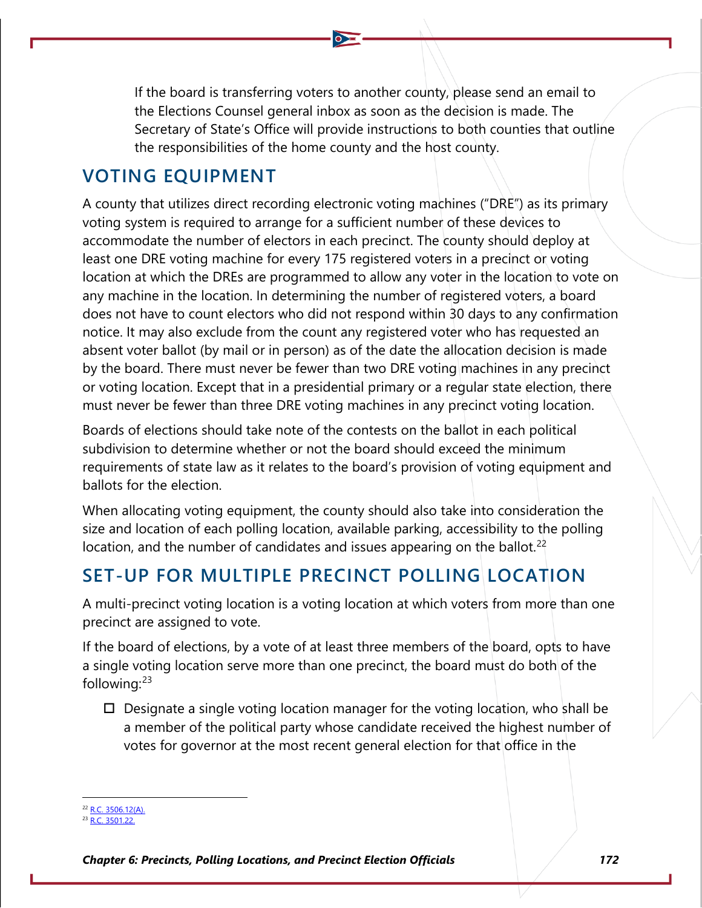If the board is transferring voters to another county, please send an email to the Elections Counsel general inbox as soon as the decision is made. The Secretary of State's Office will provide instructions to both counties that outline the responsibilities of the home county and the host county.

## VOTING EQUIPMENT

A county that utilizes direct recording electronic voting machines ("DRE") as its primary voting system is required to arrange for a sufficient number of these devices to accommodate the number of electors in each precinct. The county should deploy at least one DRE voting machine for every 175 registered voters in a precinct or voting location at which the DREs are programmed to allow any voter in the location to vote on any machine in the location. In determining the number of registered voters, a board does not have to count electors who did not respond within 30 days to any confirmation notice. It may also exclude from the count any registered voter who has requested an absent voter ballot (by mail or in person) as of the date the allocation decision is made by the board. There must never be fewer than two DRE voting machines in any precinct or voting location. Except that in a presidential primary or a regular state election, there must never be fewer than three DRE voting machines in any precinct voting location.

Boards of elections should take note of the contests on the ballot in each political subdivision to determine whether or not the board should exceed the minimum requirements of state law as it relates to the board's provision of voting equipment and ballots for the election.

When allocating voting equipment, the county should also take into consideration the size and location of each polling location, available parking, accessibility to the polling location, and the number of candidates and issues appearing on the ballot.[22]

## SET-UP FOR MULTIPLE PRECINCT POLLING LOCATION

A multi-precinct voting location is a voting location at which voters from more than one precinct are assigned to vote.

If the board of elections, by a vote of at least three members of the board, opts to have a single voting location serve more than one precinct, the board must do both of the following:[23]

- ☐ Designate a single voting location manager for the voting location, who shall be a member of the political party whose candidate received the highest number of votes for governor at the most recent general election for that office in the

[22] R.C. 3506.12(A).
[23] R.C. 3501.22.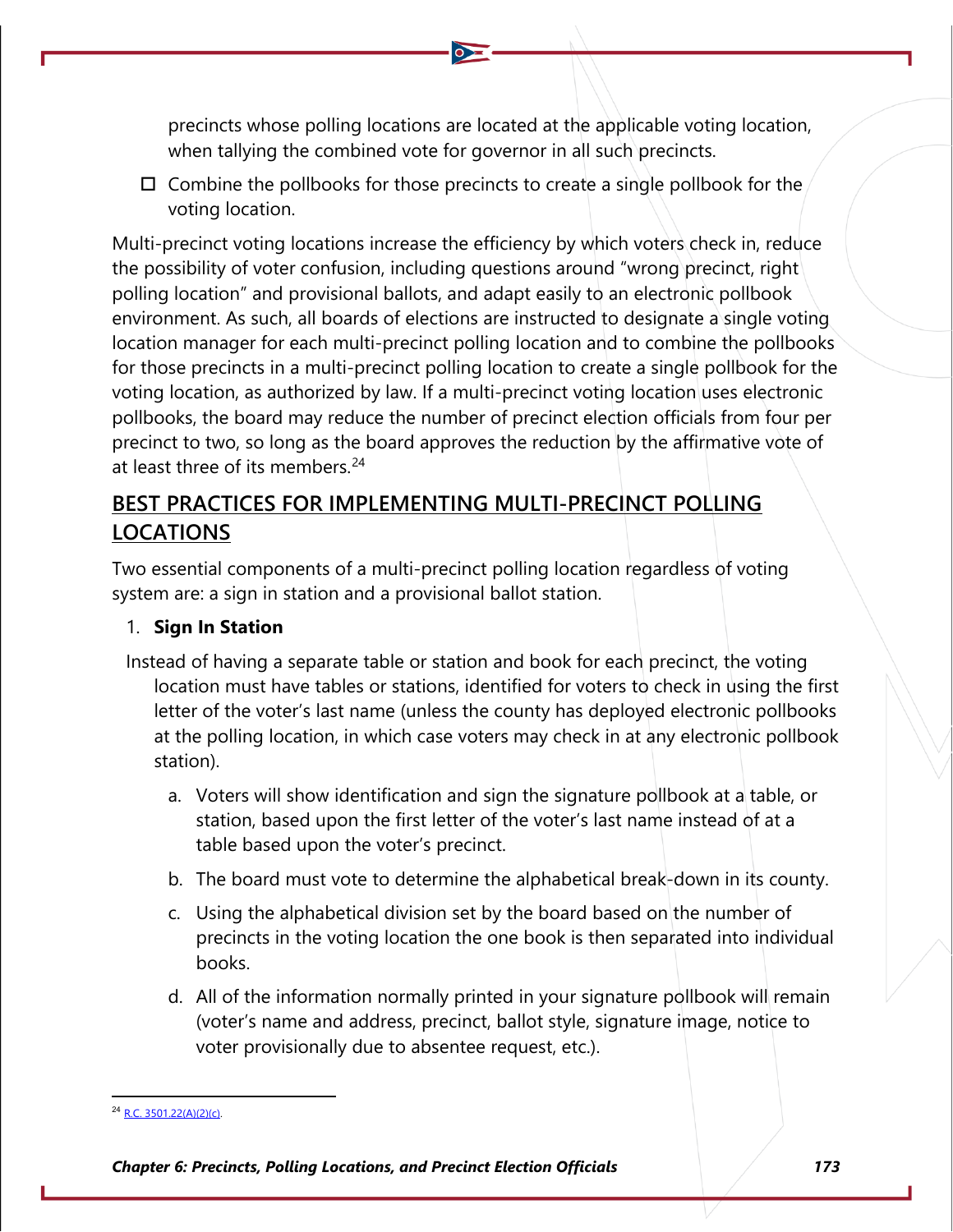precincts whose polling locations are located at the applicable voting location, when tallying the combined vote for governor in all such precincts.

- ☐ Combine the pollbooks for those precincts to create a single pollbook for the voting location.

Multi-precinct voting locations increase the efficiency by which voters check in, reduce the possibility of voter confusion, including questions around "wrong precinct, right polling location" and provisional ballots, and adapt easily to an electronic pollbook environment. As such, all boards of elections are instructed to designate a single voting location manager for each multi-precinct polling location and to combine the pollbooks for those precincts in a multi-precinct polling location to create a single pollbook for the voting location, as authorized by law. If a multi-precinct voting location uses electronic pollbooks, the board may reduce the number of precinct election officials from four per precinct to two, so long as the board approves the reduction by the affirmative vote of at least three of its members.[24]

## BEST PRACTICES FOR IMPLEMENTING MULTI-PRECINCT POLLING LOCATIONS

Two essential components of a multi-precinct polling location regardless of voting system are: a sign in station and a provisional ballot station.

1. **Sign In Station**

Instead of having a separate table or station and book for each precinct, the voting location must have tables or stations, identified for voters to check in using the first letter of the voter's last name (unless the county has deployed electronic pollbooks at the polling location, in which case voters may check in at any electronic pollbook station).

a. Voters will show identification and sign the signature pollbook at a table, or station, based upon the first letter of the voter's last name instead of at a table based upon the voter's precinct.

b. The board must vote to determine the alphabetical break-down in its county.

c. Using the alphabetical division set by the board based on the number of precincts in the voting location the one book is then separated into individual books.

d. All of the information normally printed in your signature pollbook will remain (voter's name and address, precinct, ballot style, signature image, notice to voter provisionally due to absentee request, etc.).

---

[24] R.C. 3501.22(A)(2)(c).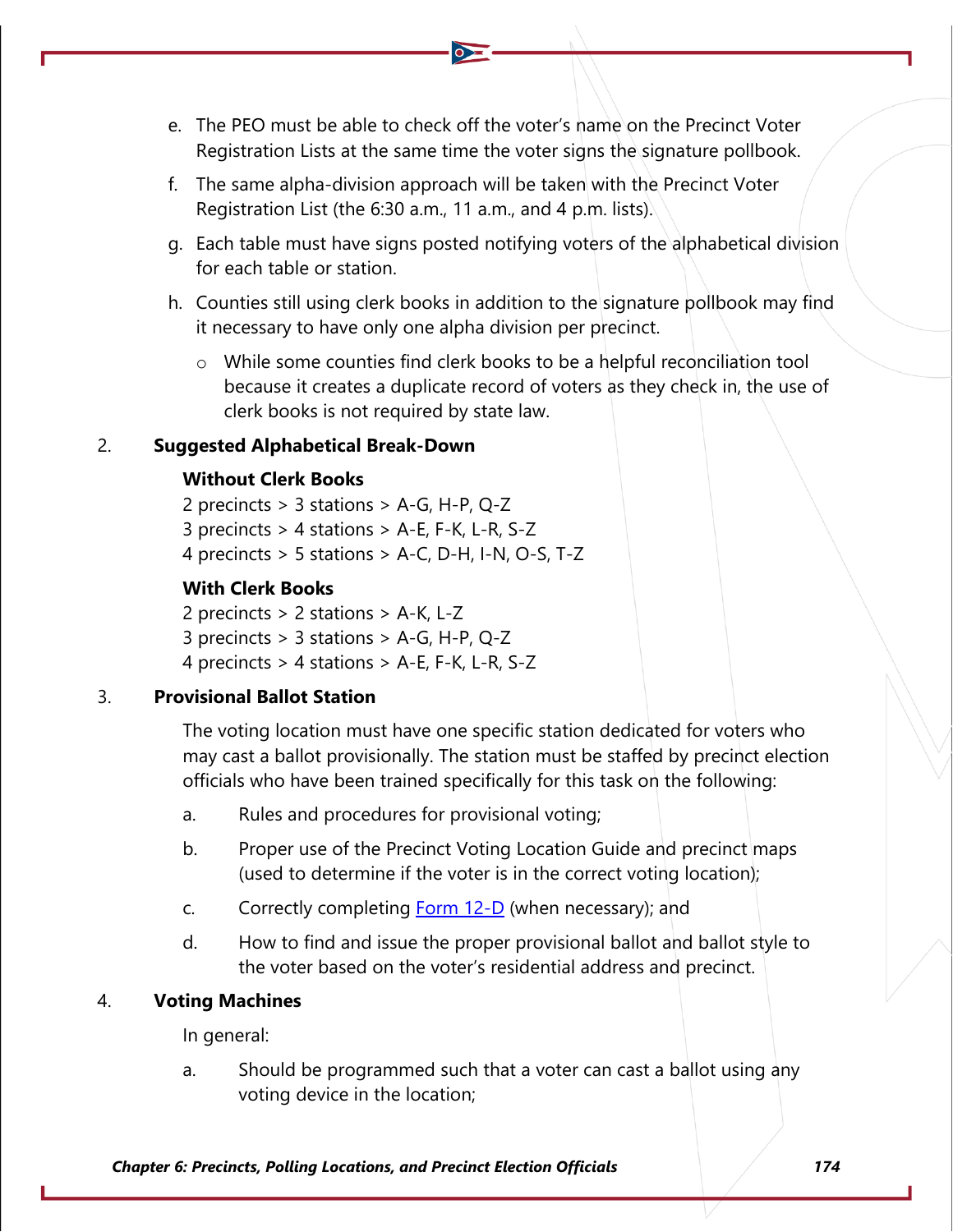e. The PEO must be able to check off the voter's name on the Precinct Voter Registration Lists at the same time the voter signs the signature pollbook.

f. The same alpha-division approach will be taken with the Precinct Voter Registration List (the 6:30 a.m., 11 a.m., and 4 p.m. lists).

g. Each table must have signs posted notifying voters of the alphabetical division for each table or station.

h. Counties still using clerk books in addition to the signature pollbook may find it necessary to have only one alpha division per precinct.

   - While some counties find clerk books to be a helpful reconciliation tool because it creates a duplicate record of voters as they check in, the use of clerk books is not required by state law.

2. **Suggested Alphabetical Break-Down**

   **Without Clerk Books**

   2 precincts > 3 stations > A-G, H-P, Q-Z
   3 precincts > 4 stations > A-E, F-K, L-R, S-Z
   4 precincts > 5 stations > A-C, D-H, I-N, O-S, T-Z

   **With Clerk Books**

   2 precincts > 2 stations > A-K, L-Z
   3 precincts > 3 stations > A-G, H-P, Q-Z
   4 precincts > 4 stations > A-E, F-K, L-R, S-Z

3. **Provisional Ballot Station**

   The voting location must have one specific station dedicated for voters who may cast a ballot provisionally. The station must be staffed by precinct election officials who have been trained specifically for this task on the following:

   a. Rules and procedures for provisional voting;

   b. Proper use of the Precinct Voting Location Guide and precinct maps (used to determine if the voter is in the correct voting location);

   c. Correctly completing Form 12-D (when necessary); and

   d. How to find and issue the proper provisional ballot and ballot style to the voter based on the voter's residential address and precinct.

4. **Voting Machines**

   In general:

   a. Should be programmed such that a voter can cast a ballot using any voting device in the location;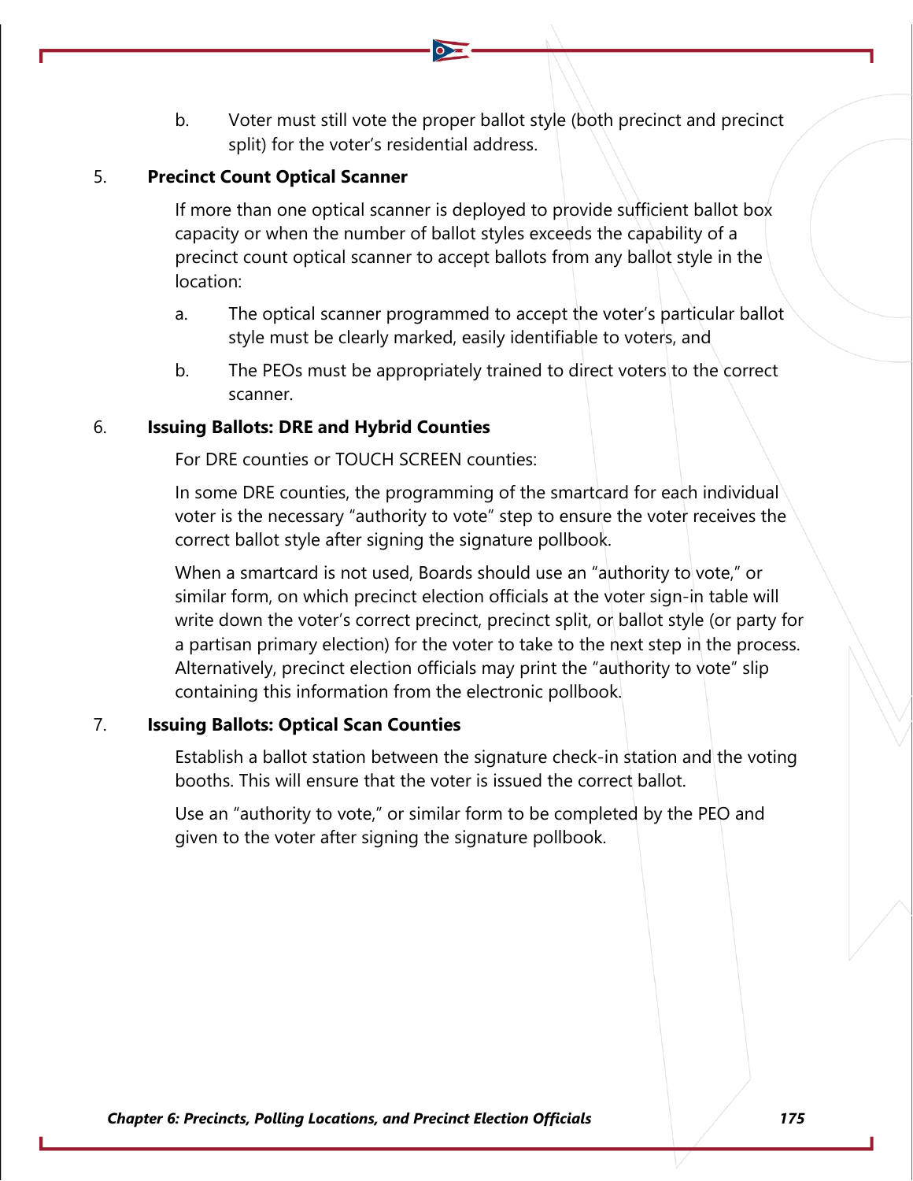b. Voter must still vote the proper ballot style (both precinct and precinct split) for the voter's residential address.

5. **Precinct Count Optical Scanner**

   If more than one optical scanner is deployed to provide sufficient ballot box capacity or when the number of ballot styles exceeds the capability of a precinct count optical scanner to accept ballots from any ballot style in the location:

   a. The optical scanner programmed to accept the voter's particular ballot style must be clearly marked, easily identifiable to voters, and

   b. The PEOs must be appropriately trained to direct voters to the correct scanner.

6. **Issuing Ballots: DRE and Hybrid Counties**

   For DRE counties or TOUCH SCREEN counties:

   In some DRE counties, the programming of the smartcard for each individual voter is the necessary "authority to vote" step to ensure the voter receives the correct ballot style after signing the signature pollbook.

   When a smartcard is not used, Boards should use an "authority to vote," or similar form, on which precinct election officials at the voter sign-in table will write down the voter's correct precinct, precinct split, or ballot style (or party for a partisan primary election) for the voter to take to the next step in the process. Alternatively, precinct election officials may print the "authority to vote" slip containing this information from the electronic pollbook.

7. **Issuing Ballots: Optical Scan Counties**

   Establish a ballot station between the signature check-in station and the voting booths. This will ensure that the voter is issued the correct ballot.

   Use an "authority to vote," or similar form to be completed by the PEO and given to the voter after signing the signature pollbook.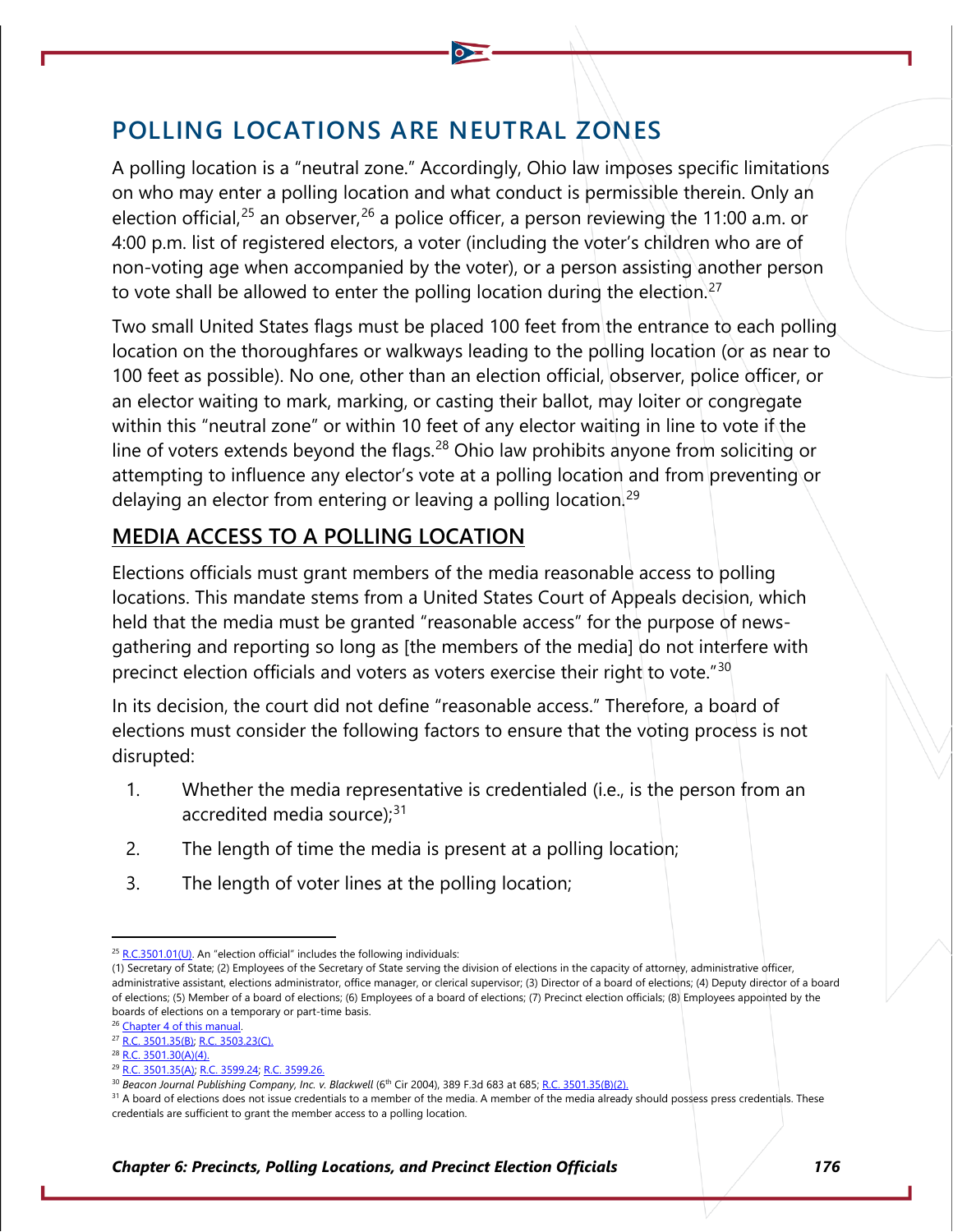## POLLING LOCATIONS ARE NEUTRAL ZONES

A polling location is a "neutral zone." Accordingly, Ohio law imposes specific limitations on who may enter a polling location and what conduct is permissible therein. Only an election official,[25] an observer,[26] a police officer, a person reviewing the 11:00 a.m. or 4:00 p.m. list of registered electors, a voter (including the voter's children who are of non-voting age when accompanied by the voter), or a person assisting another person to vote shall be allowed to enter the polling location during the election.[27]

Two small United States flags must be placed 100 feet from the entrance to each polling location on the thoroughfares or walkways leading to the polling location (or as near to 100 feet as possible). No one, other than an election official, observer, police officer, or an elector waiting to mark, marking, or casting their ballot, may loiter or congregate within this "neutral zone" or within 10 feet of any elector waiting in line to vote if the line of voters extends beyond the flags.[28] Ohio law prohibits anyone from soliciting or attempting to influence any elector's vote at a polling location and from preventing or delaying an elector from entering or leaving a polling location.[29]

### MEDIA ACCESS TO A POLLING LOCATION

Elections officials must grant members of the media reasonable access to polling locations. This mandate stems from a United States Court of Appeals decision, which held that the media must be granted "reasonable access" for the purpose of news-gathering and reporting so long as [the members of the media] do not interfere with precinct election officials and voters as voters exercise their right to vote."[30]

In its decision, the court did not define "reasonable access." Therefore, a board of elections must consider the following factors to ensure that the voting process is not disrupted:

1. Whether the media representative is credentialed (i.e., is the person from an accredited media source);[31]
2. The length of time the media is present at a polling location;
3. The length of voter lines at the polling location;

---

[25] R.C.3501.01(U). An "election official" includes the following individuals:
(1) Secretary of State; (2) Employees of the Secretary of State serving the division of elections in the capacity of attorney, administrative officer, administrative assistant, elections administrator, office manager, or clerical supervisor; (3) Director of a board of elections; (4) Deputy director of a board of elections; (5) Member of a board of elections; (6) Employees of a board of elections; (7) Precinct election officials; (8) Employees appointed by the boards of elections on a temporary or part-time basis.

[26] Chapter 4 of this manual.

[27] R.C. 3501.35(B); R.C. 3503.23(C).

[28] R.C. 3501.30(A)(4).

[29] R.C. 3501.35(A); R.C. 3599.24; R.C. 3599.26.

[30] *Beacon Journal Publishing Company, Inc. v. Blackwell* (6th Cir 2004), 389 F.3d 683 at 685; R.C. 3501.35(B)(2).

[31] A board of elections does not issue credentials to a member of the media. A member of the media already should possess press credentials. These credentials are sufficient to grant the member access to a polling location.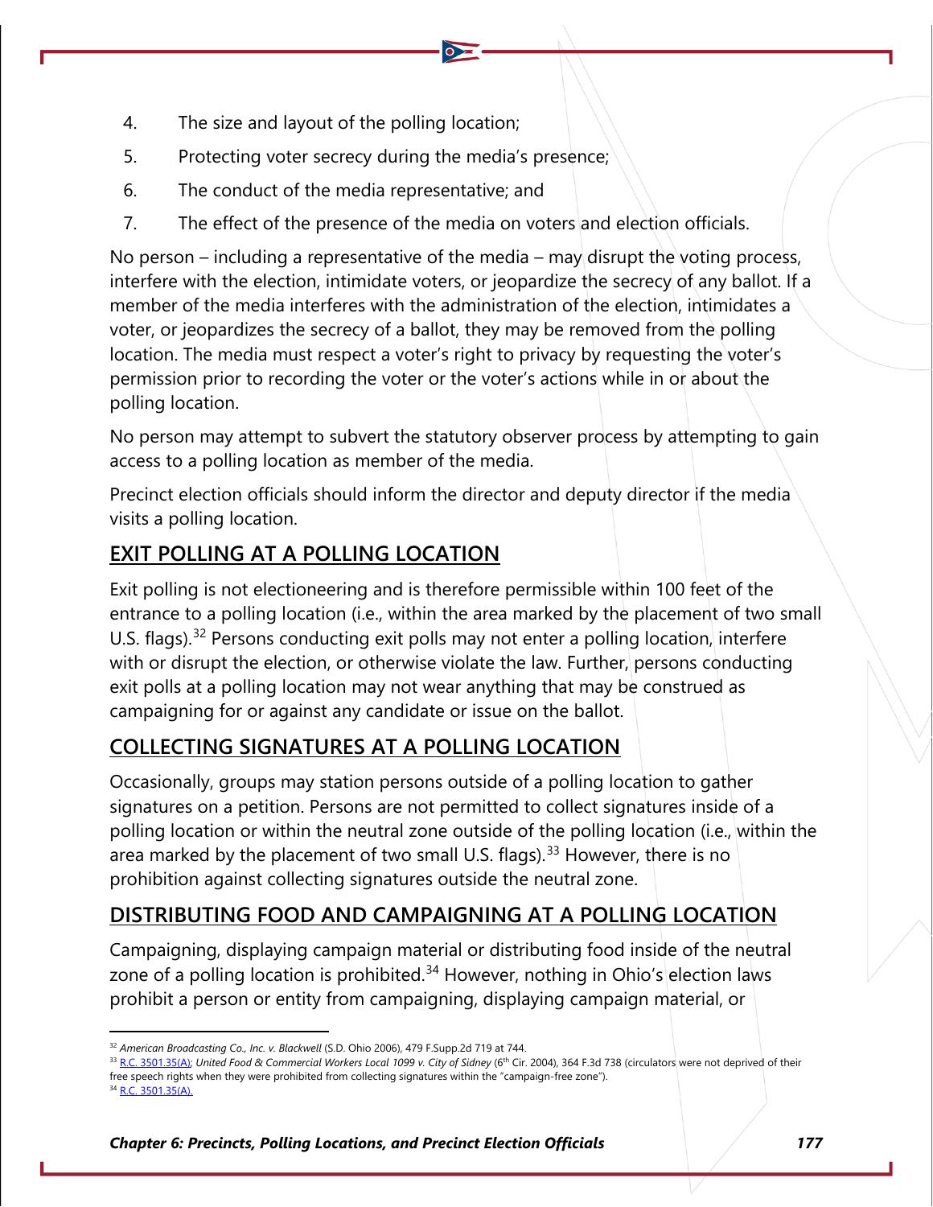4. The size and layout of the polling location;
5. Protecting voter secrecy during the media's presence;
6. The conduct of the media representative; and
7. The effect of the presence of the media on voters and election officials.

No person – including a representative of the media – may disrupt the voting process, interfere with the election, intimidate voters, or jeopardize the secrecy of any ballot. If a member of the media interferes with the administration of the election, intimidates a voter, or jeopardizes the secrecy of a ballot, they may be removed from the polling location. The media must respect a voter's right to privacy by requesting the voter's permission prior to recording the voter or the voter's actions while in or about the polling location.

No person may attempt to subvert the statutory observer process by attempting to gain access to a polling location as member of the media.

Precinct election officials should inform the director and deputy director if the media visits a polling location.

## EXIT POLLING AT A POLLING LOCATION

Exit polling is not electioneering and is therefore permissible within 100 feet of the entrance to a polling location (i.e., within the area marked by the placement of two small U.S. flags).[32] Persons conducting exit polls may not enter a polling location, interfere with or disrupt the election, or otherwise violate the law. Further, persons conducting exit polls at a polling location may not wear anything that may be construed as campaigning for or against any candidate or issue on the ballot.

## COLLECTING SIGNATURES AT A POLLING LOCATION

Occasionally, groups may station persons outside of a polling location to gather signatures on a petition. Persons are not permitted to collect signatures inside of a polling location or within the neutral zone outside of the polling location (i.e., within the area marked by the placement of two small U.S. flags).[33] However, there is no prohibition against collecting signatures outside the neutral zone.

## DISTRIBUTING FOOD AND CAMPAIGNING AT A POLLING LOCATION

Campaigning, displaying campaign material or distributing food inside of the neutral zone of a polling location is prohibited.[34] However, nothing in Ohio's election laws prohibit a person or entity from campaigning, displaying campaign material, or

---

[32] *American Broadcasting Co., Inc. v. Blackwell* (S.D. Ohio 2006), 479 F.Supp.2d 719 at 744.

[33] R.C. 3501.35(A); *United Food & Commercial Workers Local 1099 v. City of Sidney* (6th Cir. 2004), 364 F.3d 738 (circulators were not deprived of their free speech rights when they were prohibited from collecting signatures within the "campaign-free zone").

[34] R.C. 3501.35(A).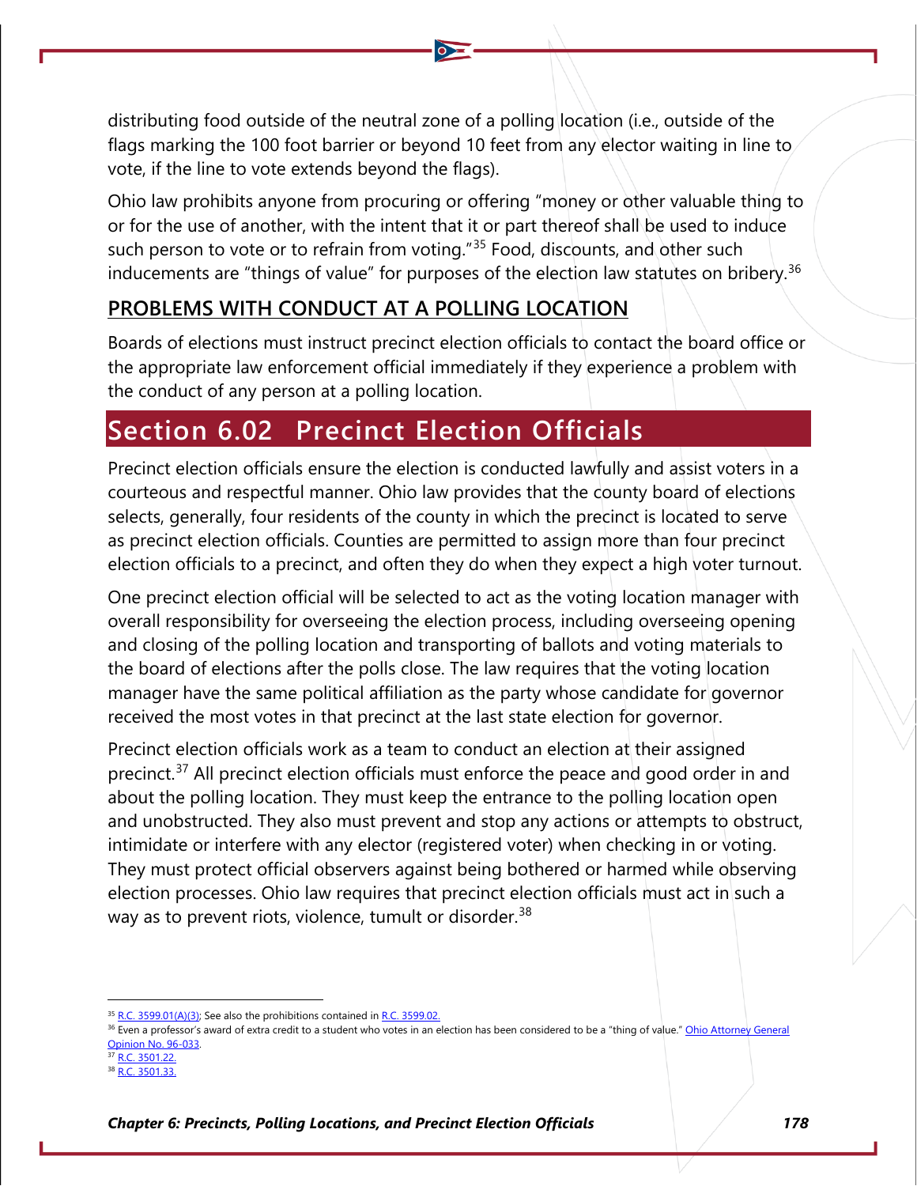distributing food outside of the neutral zone of a polling location (i.e., outside of the flags marking the 100 foot barrier or beyond 10 feet from any elector waiting in line to vote, if the line to vote extends beyond the flags).

Ohio law prohibits anyone from procuring or offering "money or other valuable thing to or for the use of another, with the intent that it or part thereof shall be used to induce such person to vote or to refrain from voting."[35] Food, discounts, and other such inducements are "things of value" for purposes of the election law statutes on bribery.[36]

### PROBLEMS WITH CONDUCT AT A POLLING LOCATION

Boards of elections must instruct precinct election officials to contact the board office or the appropriate law enforcement official immediately if they experience a problem with the conduct of any person at a polling location.

## Section 6.02 Precinct Election Officials

Precinct election officials ensure the election is conducted lawfully and assist voters in a courteous and respectful manner. Ohio law provides that the county board of elections selects, generally, four residents of the county in which the precinct is located to serve as precinct election officials. Counties are permitted to assign more than four precinct election officials to a precinct, and often they do when they expect a high voter turnout.

One precinct election official will be selected to act as the voting location manager with overall responsibility for overseeing the election process, including overseeing opening and closing of the polling location and transporting of ballots and voting materials to the board of elections after the polls close. The law requires that the voting location manager have the same political affiliation as the party whose candidate for governor received the most votes in that precinct at the last state election for governor.

Precinct election officials work as a team to conduct an election at their assigned precinct.[37] All precinct election officials must enforce the peace and good order in and about the polling location. They must keep the entrance to the polling location open and unobstructed. They also must prevent and stop any actions or attempts to obstruct, intimidate or interfere with any elector (registered voter) when checking in or voting. They must protect official observers against being bothered or harmed while observing election processes. Ohio law requires that precinct election officials must act in such a way as to prevent riots, violence, tumult or disorder.[38]

---

[35] R.C. 3599.01(A)(3); See also the prohibitions contained in R.C. 3599.02.

[36] Even a professor's award of extra credit to a student who votes in an election has been considered to be a "thing of value." Ohio Attorney General Opinion No. 96-033.

[37] R.C. 3501.22.

[38] R.C. 3501.33.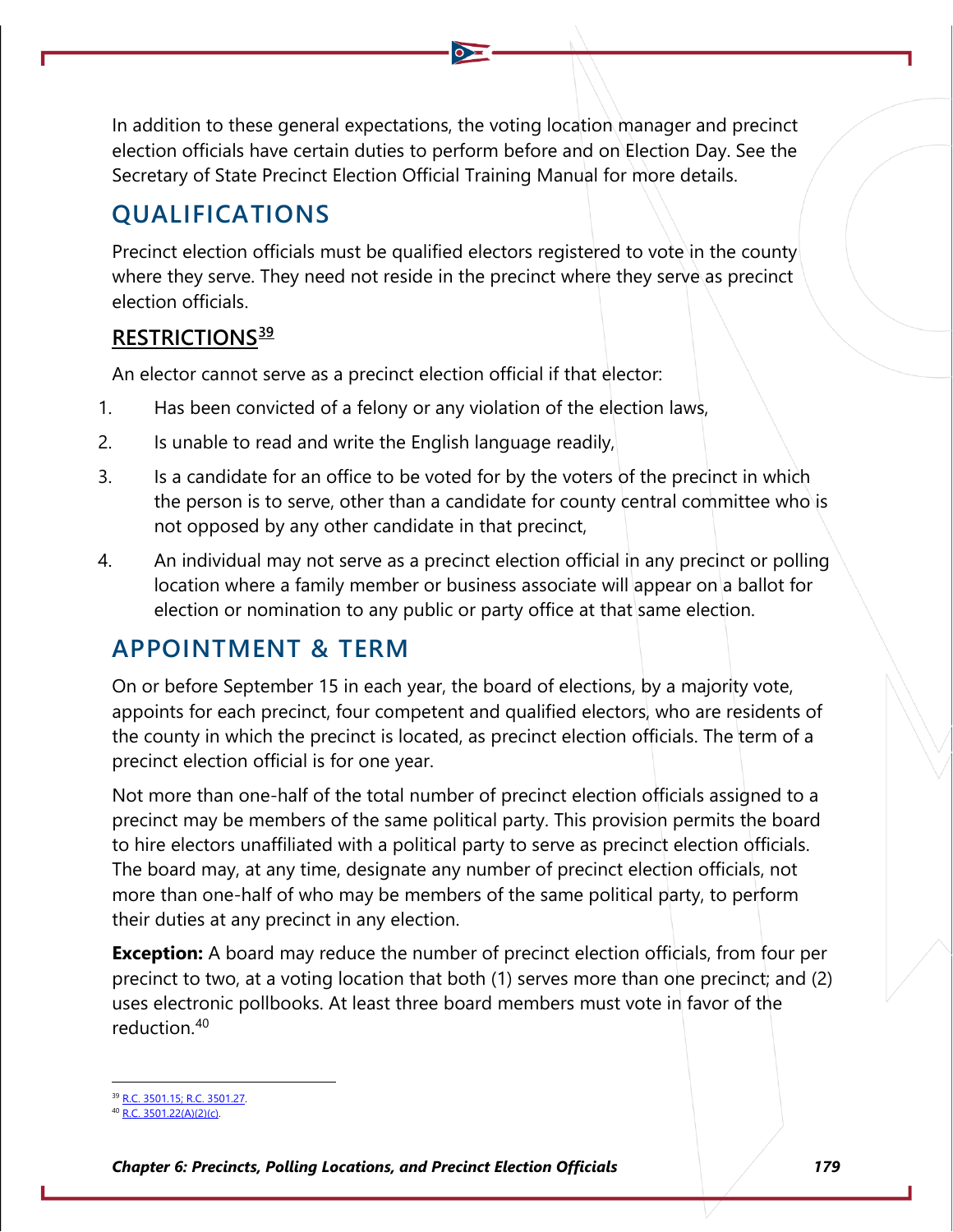In addition to these general expectations, the voting location manager and precinct election officials have certain duties to perform before and on Election Day. See the Secretary of State Precinct Election Official Training Manual for more details.

## QUALIFICATIONS

Precinct election officials must be qualified electors registered to vote in the county where they serve. They need not reside in the precinct where they serve as precinct election officials.

### RESTRICTIONS[39]

An elector cannot serve as a precinct election official if that elector:

1. Has been convicted of a felony or any violation of the election laws,
2. Is unable to read and write the English language readily,
3. Is a candidate for an office to be voted for by the voters of the precinct in which the person is to serve, other than a candidate for county central committee who is not opposed by any other candidate in that precinct,
4. An individual may not serve as a precinct election official in any precinct or polling location where a family member or business associate will appear on a ballot for election or nomination to any public or party office at that same election.

## APPOINTMENT & TERM

On or before September 15 in each year, the board of elections, by a majority vote, appoints for each precinct, four competent and qualified electors, who are residents of the county in which the precinct is located, as precinct election officials. The term of a precinct election official is for one year.

Not more than one-half of the total number of precinct election officials assigned to a precinct may be members of the same political party. This provision permits the board to hire electors unaffiliated with a political party to serve as precinct election officials. The board may, at any time, designate any number of precinct election officials, not more than one-half of who may be members of the same political party, to perform their duties at any precinct in any election.

**Exception:** A board may reduce the number of precinct election officials, from four per precinct to two, at a voting location that both (1) serves more than one precinct; and (2) uses electronic pollbooks. At least three board members must vote in favor of the reduction.[40]

[39] R.C. 3501.15; R.C. 3501.27.

[40] R.C. 3501.22(A)(2)(c).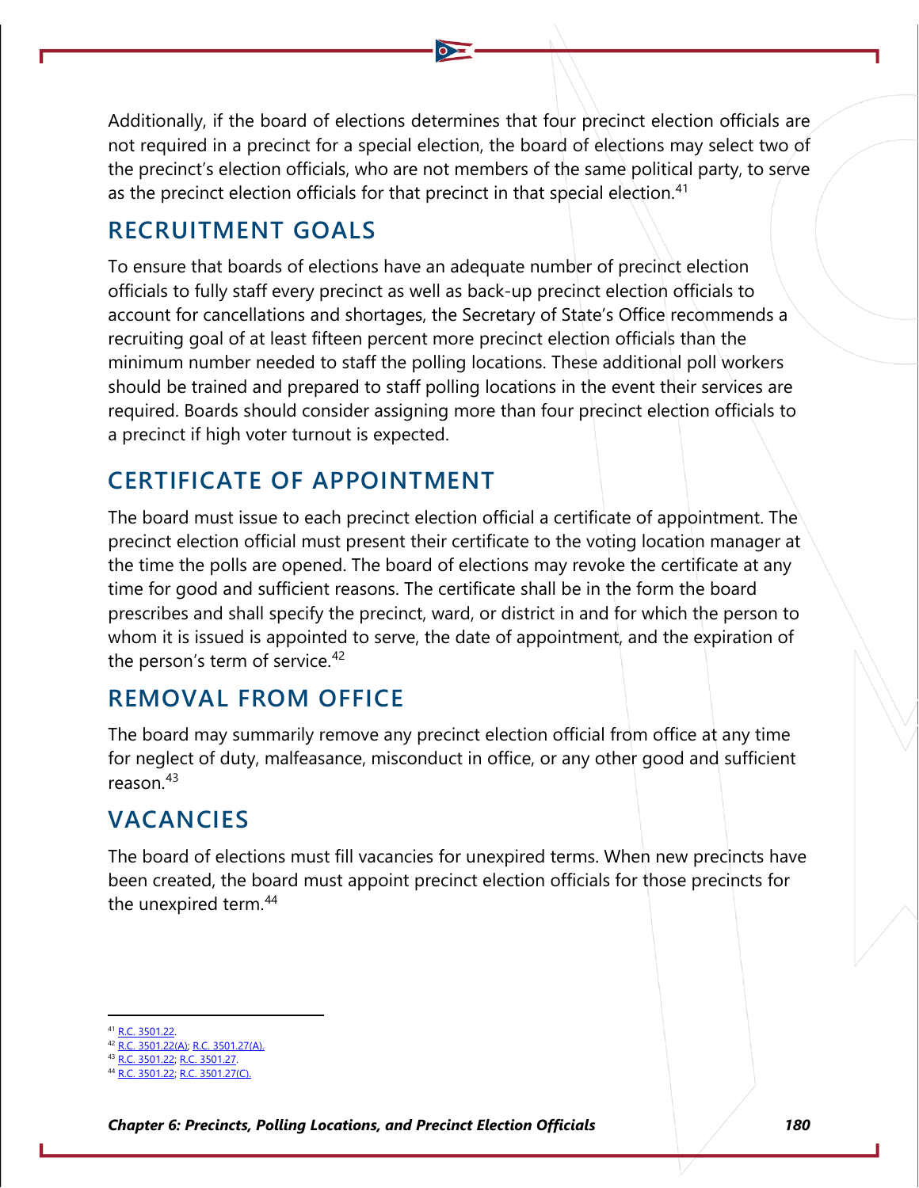Additionally, if the board of elections determines that four precinct election officials are not required in a precinct for a special election, the board of elections may select two of the precinct's election officials, who are not members of the same political party, to serve as the precinct election officials for that precinct in that special election.[41]

## RECRUITMENT GOALS

To ensure that boards of elections have an adequate number of precinct election officials to fully staff every precinct as well as back-up precinct election officials to account for cancellations and shortages, the Secretary of State's Office recommends a recruiting goal of at least fifteen percent more precinct election officials than the minimum number needed to staff the polling locations. These additional poll workers should be trained and prepared to staff polling locations in the event their services are required. Boards should consider assigning more than four precinct election officials to a precinct if high voter turnout is expected.

## CERTIFICATE OF APPOINTMENT

The board must issue to each precinct election official a certificate of appointment. The precinct election official must present their certificate to the voting location manager at the time the polls are opened. The board of elections may revoke the certificate at any time for good and sufficient reasons. The certificate shall be in the form the board prescribes and shall specify the precinct, ward, or district in and for which the person to whom it is issued is appointed to serve, the date of appointment, and the expiration of the person's term of service.[42]

## REMOVAL FROM OFFICE

The board may summarily remove any precinct election official from office at any time for neglect of duty, malfeasance, misconduct in office, or any other good and sufficient reason.[43]

## VACANCIES

The board of elections must fill vacancies for unexpired terms. When new precincts have been created, the board must appoint precinct election officials for those precincts for the unexpired term.[44]

---

[41] R.C. 3501.22.
[42] R.C. 3501.22(A); R.C. 3501.27(A).
[43] R.C. 3501.22; R.C. 3501.27.
[44] R.C. 3501.22; R.C. 3501.27(C).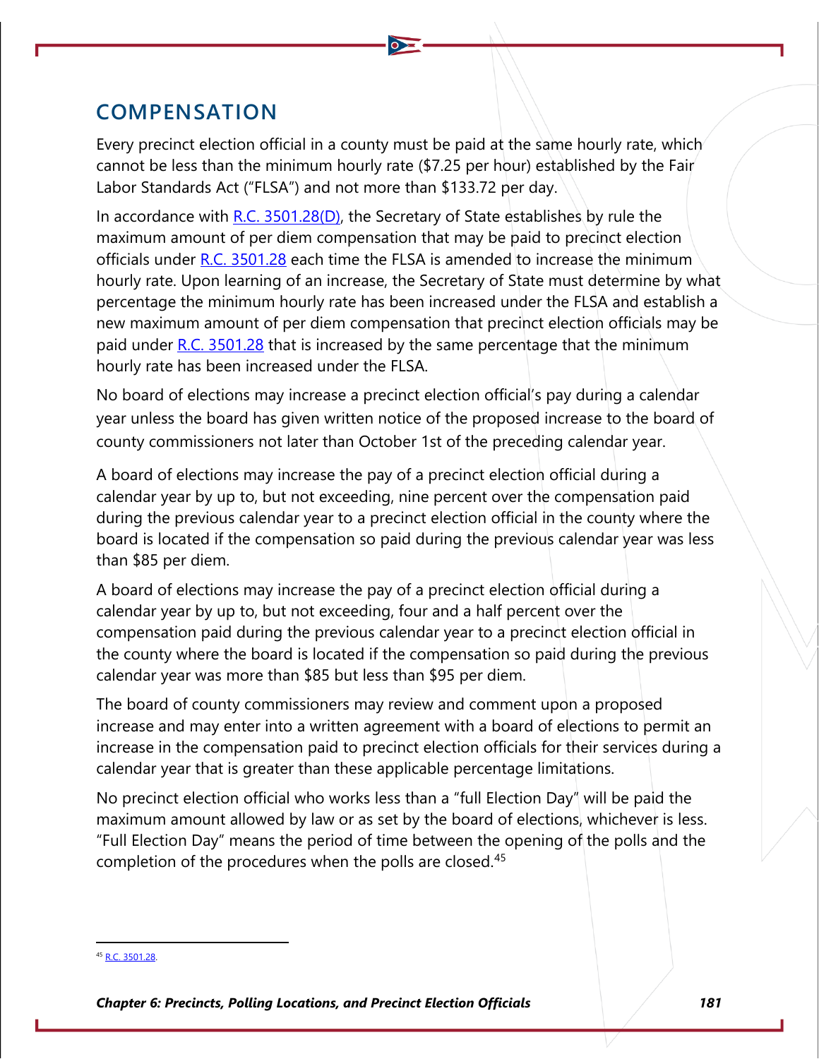## COMPENSATION

Every precinct election official in a county must be paid at the same hourly rate, which cannot be less than the minimum hourly rate ($7.25 per hour) established by the Fair Labor Standards Act ("FLSA") and not more than $133.72 per day.

In accordance with R.C. 3501.28(D), the Secretary of State establishes by rule the maximum amount of per diem compensation that may be paid to precinct election officials under R.C. 3501.28 each time the FLSA is amended to increase the minimum hourly rate. Upon learning of an increase, the Secretary of State must determine by what percentage the minimum hourly rate has been increased under the FLSA and establish a new maximum amount of per diem compensation that precinct election officials may be paid under R.C. 3501.28 that is increased by the same percentage that the minimum hourly rate has been increased under the FLSA.

No board of elections may increase a precinct election official's pay during a calendar year unless the board has given written notice of the proposed increase to the board of county commissioners not later than October 1st of the preceding calendar year.

A board of elections may increase the pay of a precinct election official during a calendar year by up to, but not exceeding, nine percent over the compensation paid during the previous calendar year to a precinct election official in the county where the board is located if the compensation so paid during the previous calendar year was less than $85 per diem.

A board of elections may increase the pay of a precinct election official during a calendar year by up to, but not exceeding, four and a half percent over the compensation paid during the previous calendar year to a precinct election official in the county where the board is located if the compensation so paid during the previous calendar year was more than $85 but less than $95 per diem.

The board of county commissioners may review and comment upon a proposed increase and may enter into a written agreement with a board of elections to permit an increase in the compensation paid to precinct election officials for their services during a calendar year that is greater than these applicable percentage limitations.

No precinct election official who works less than a "full Election Day" will be paid the maximum amount allowed by law or as set by the board of elections, whichever is less. "Full Election Day" means the period of time between the opening of the polls and the completion of the procedures when the polls are closed.[45]

[45] R.C. 3501.28.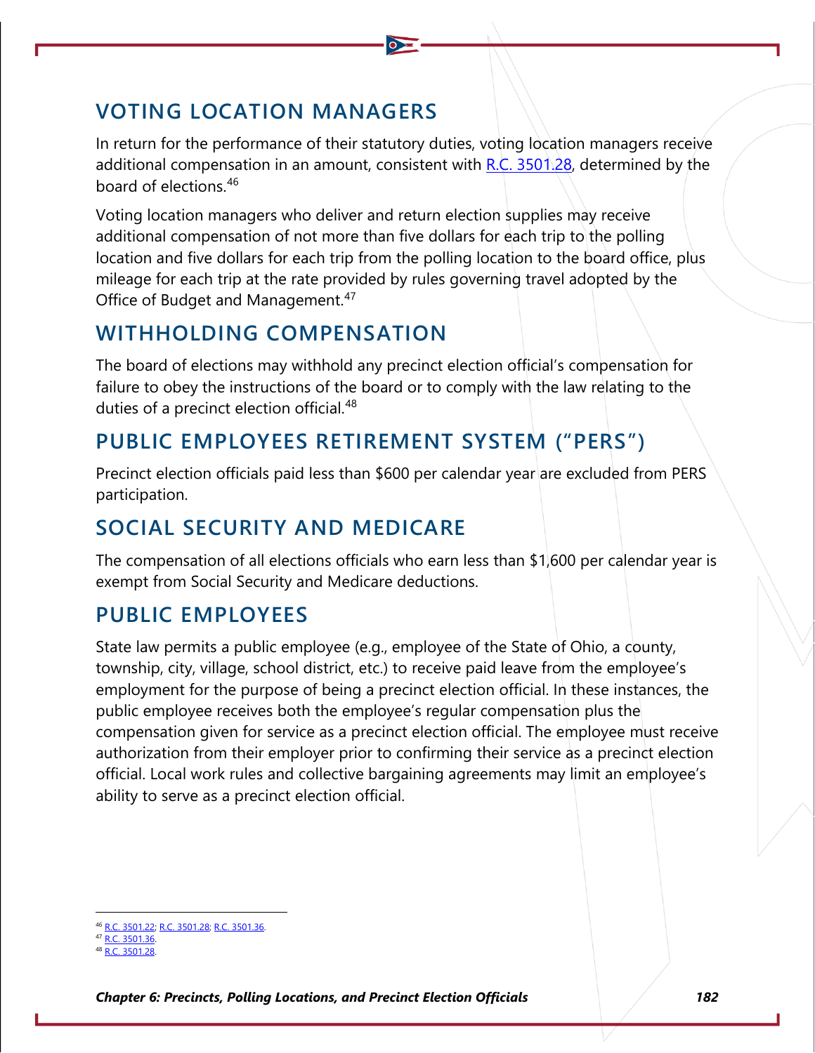## VOTING LOCATION MANAGERS

In return for the performance of their statutory duties, voting location managers receive additional compensation in an amount, consistent with R.C. 3501.28, determined by the board of elections.[46]

Voting location managers who deliver and return election supplies may receive additional compensation of not more than five dollars for each trip to the polling location and five dollars for each trip from the polling location to the board office, plus mileage for each trip at the rate provided by rules governing travel adopted by the Office of Budget and Management.[47]

## WITHHOLDING COMPENSATION

The board of elections may withhold any precinct election official's compensation for failure to obey the instructions of the board or to comply with the law relating to the duties of a precinct election official.[48]

## PUBLIC EMPLOYEES RETIREMENT SYSTEM ("PERS")

Precinct election officials paid less than $600 per calendar year are excluded from PERS participation.

## SOCIAL SECURITY AND MEDICARE

The compensation of all elections officials who earn less than $1,600 per calendar year is exempt from Social Security and Medicare deductions.

## PUBLIC EMPLOYEES

State law permits a public employee (e.g., employee of the State of Ohio, a county, township, city, village, school district, etc.) to receive paid leave from the employee's employment for the purpose of being a precinct election official. In these instances, the public employee receives both the employee's regular compensation plus the compensation given for service as a precinct election official. The employee must receive authorization from their employer prior to confirming their service as a precinct election official. Local work rules and collective bargaining agreements may limit an employee's ability to serve as a precinct election official.

---

[46] R.C. 3501.22; R.C. 3501.28; R.C. 3501.36.

[47] R.C. 3501.36.

[48] R.C. 3501.28.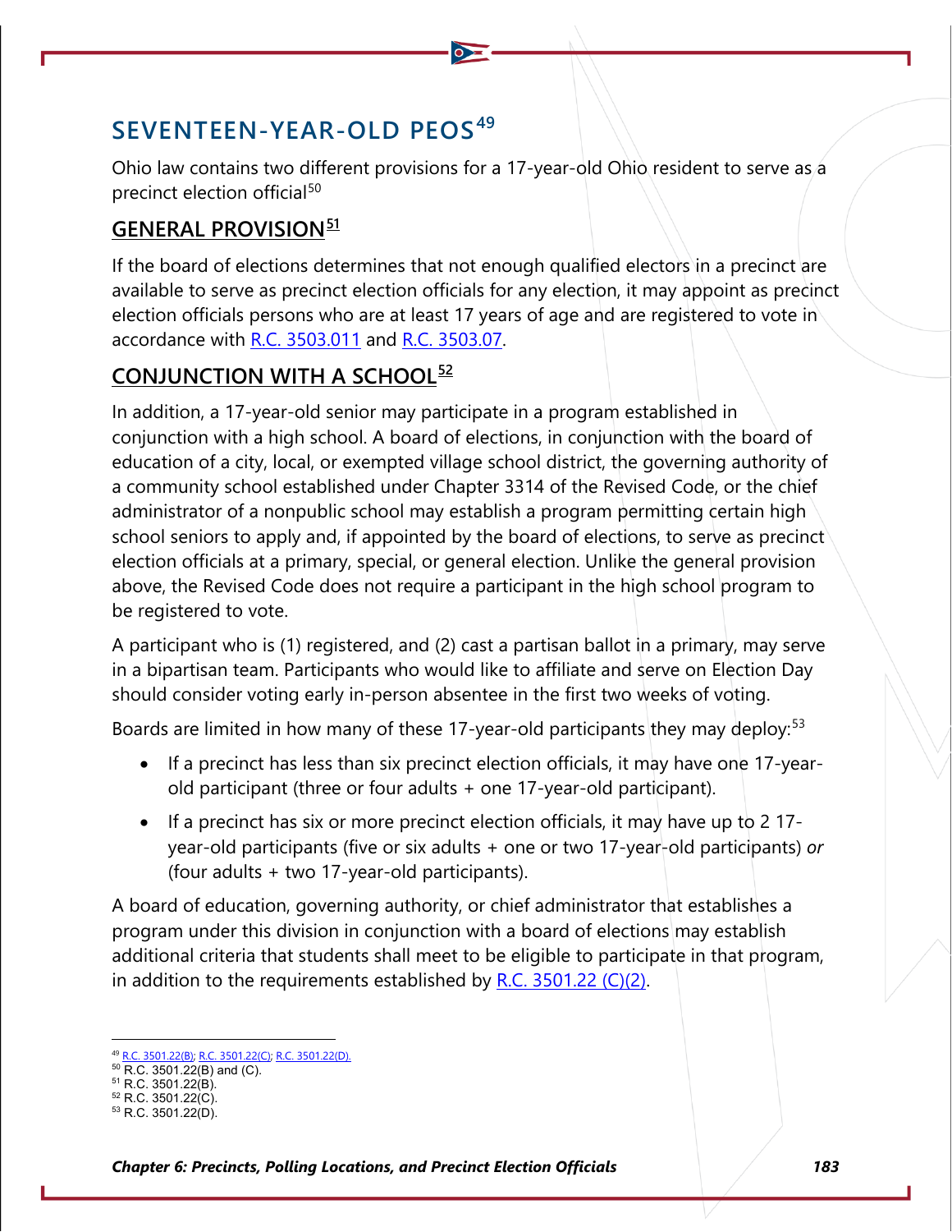## SEVENTEEN-YEAR-OLD PEOS[49]

Ohio law contains two different provisions for a 17-year-old Ohio resident to serve as a precinct election official[50]

### GENERAL PROVISION[51]

If the board of elections determines that not enough qualified electors in a precinct are available to serve as precinct election officials for any election, it may appoint as precinct election officials persons who are at least 17 years of age and are registered to vote in accordance with R.C. 3503.011 and R.C. 3503.07.

### CONJUNCTION WITH A SCHOOL[52]

In addition, a 17-year-old senior may participate in a program established in conjunction with a high school. A board of elections, in conjunction with the board of education of a city, local, or exempted village school district, the governing authority of a community school established under Chapter 3314 of the Revised Code, or the chief administrator of a nonpublic school may establish a program permitting certain high school seniors to apply and, if appointed by the board of elections, to serve as precinct election officials at a primary, special, or general election. Unlike the general provision above, the Revised Code does not require a participant in the high school program to be registered to vote.

A participant who is (1) registered, and (2) cast a partisan ballot in a primary, may serve in a bipartisan team. Participants who would like to affiliate and serve on Election Day should consider voting early in-person absentee in the first two weeks of voting.

Boards are limited in how many of these 17-year-old participants they may deploy:[53]

- If a precinct has less than six precinct election officials, it may have one 17-year-old participant (three or four adults + one 17-year-old participant).
- If a precinct has six or more precinct election officials, it may have up to 2 17-year-old participants (five or six adults + one or two 17-year-old participants) *or* (four adults + two 17-year-old participants).

A board of education, governing authority, or chief administrator that establishes a program under this division in conjunction with a board of elections may establish additional criteria that students shall meet to be eligible to participate in that program, in addition to the requirements established by R.C. 3501.22 (C)(2).

---

[49] R.C. 3501.22(B); R.C. 3501.22(C); R.C. 3501.22(D).
[50] R.C. 3501.22(B) and (C).
[51] R.C. 3501.22(B).
[52] R.C. 3501.22(C).
[53] R.C. 3501.22(D).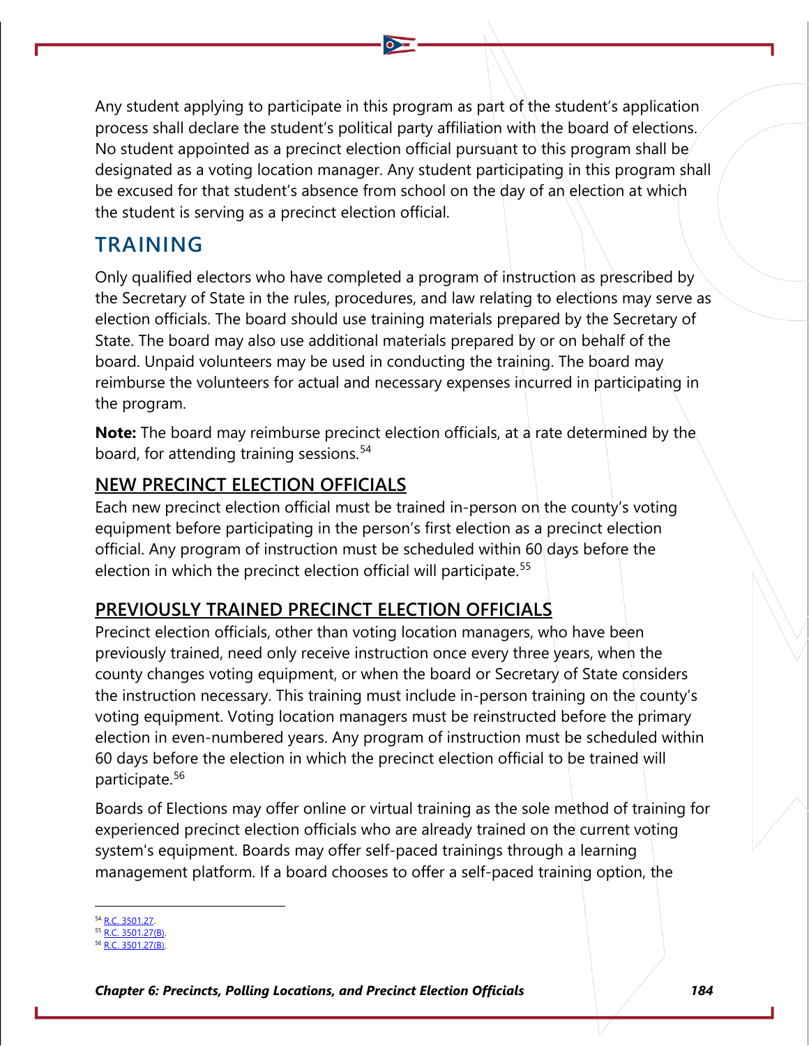Any student applying to participate in this program as part of the student's application process shall declare the student's political party affiliation with the board of elections. No student appointed as a precinct election official pursuant to this program shall be designated as a voting location manager. Any student participating in this program shall be excused for that student's absence from school on the day of an election at which the student is serving as a precinct election official.

## TRAINING

Only qualified electors who have completed a program of instruction as prescribed by the Secretary of State in the rules, procedures, and law relating to elections may serve as election officials. The board should use training materials prepared by the Secretary of State. The board may also use additional materials prepared by or on behalf of the board. Unpaid volunteers may be used in conducting the training. The board may reimburse the volunteers for actual and necessary expenses incurred in participating in the program.

**Note:** The board may reimburse precinct election officials, at a rate determined by the board, for attending training sessions.[54]

### NEW PRECINCT ELECTION OFFICIALS

Each new precinct election official must be trained in-person on the county's voting equipment before participating in the person's first election as a precinct election official. Any program of instruction must be scheduled within 60 days before the election in which the precinct election official will participate.[55]

### PREVIOUSLY TRAINED PRECINCT ELECTION OFFICIALS

Precinct election officials, other than voting location managers, who have been previously trained, need only receive instruction once every three years, when the county changes voting equipment, or when the board or Secretary of State considers the instruction necessary. This training must include in-person training on the county's voting equipment. Voting location managers must be reinstructed before the primary election in even-numbered years. Any program of instruction must be scheduled within 60 days before the election in which the precinct election official to be trained will participate.[56]

Boards of Elections may offer online or virtual training as the sole method of training for experienced precinct election officials who are already trained on the current voting system's equipment. Boards may offer self-paced trainings through a learning management platform. If a board chooses to offer a self-paced training option, the

---

[54] R.C. 3501.27.
[55] R.C. 3501.27(B).
[56] R.C. 3501.27(B).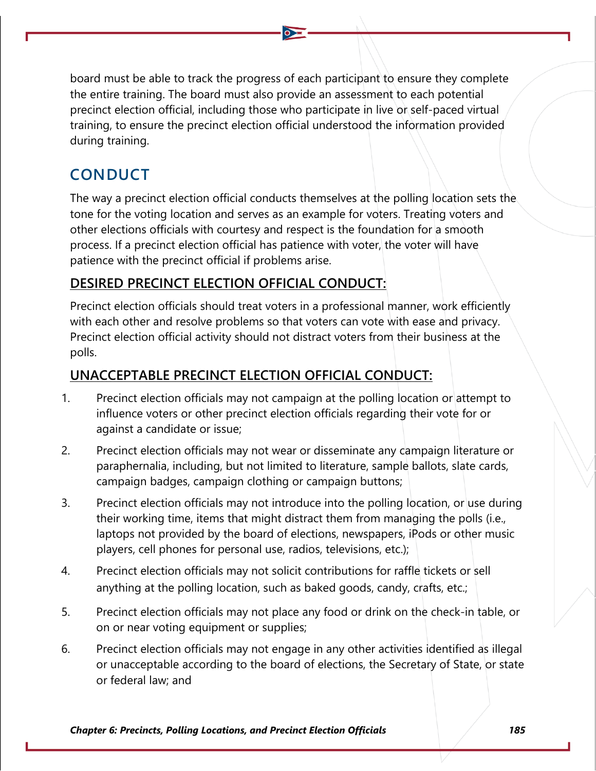board must be able to track the progress of each participant to ensure they complete the entire training. The board must also provide an assessment to each potential precinct election official, including those who participate in live or self-paced virtual training, to ensure the precinct election official understood the information provided during training.

## CONDUCT

The way a precinct election official conducts themselves at the polling location sets the tone for the voting location and serves as an example for voters. Treating voters and other elections officials with courtesy and respect is the foundation for a smooth process. If a precinct election official has patience with voter, the voter will have patience with the precinct official if problems arise.

### DESIRED PRECINCT ELECTION OFFICIAL CONDUCT:

Precinct election officials should treat voters in a professional manner, work efficiently with each other and resolve problems so that voters can vote with ease and privacy. Precinct election official activity should not distract voters from their business at the polls.

### UNACCEPTABLE PRECINCT ELECTION OFFICIAL CONDUCT:

1. Precinct election officials may not campaign at the polling location or attempt to influence voters or other precinct election officials regarding their vote for or against a candidate or issue;
2. Precinct election officials may not wear or disseminate any campaign literature or paraphernalia, including, but not limited to literature, sample ballots, slate cards, campaign badges, campaign clothing or campaign buttons;
3. Precinct election officials may not introduce into the polling location, or use during their working time, items that might distract them from managing the polls (i.e., laptops not provided by the board of elections, newspapers, iPods or other music players, cell phones for personal use, radios, televisions, etc.);
4. Precinct election officials may not solicit contributions for raffle tickets or sell anything at the polling location, such as baked goods, candy, crafts, etc.;
5. Precinct election officials may not place any food or drink on the check-in table, or on or near voting equipment or supplies;
6. Precinct election officials may not engage in any other activities identified as illegal or unacceptable according to the board of elections, the Secretary of State, or state or federal law; and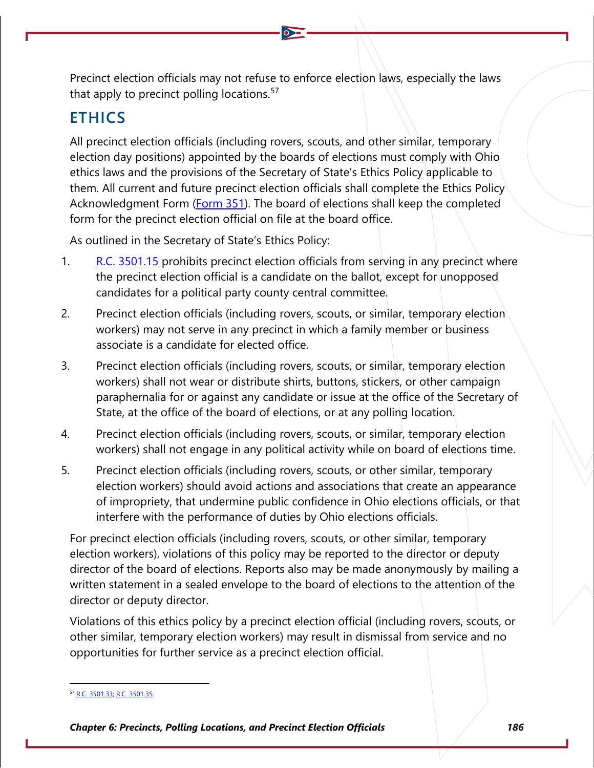Precinct election officials may not refuse to enforce election laws, especially the laws that apply to precinct polling locations.[57]

## ETHICS

All precinct election officials (including rovers, scouts, and other similar, temporary election day positions) appointed by the boards of elections must comply with Ohio ethics laws and the provisions of the Secretary of State's Ethics Policy applicable to them. All current and future precinct election officials shall complete the Ethics Policy Acknowledgment Form (Form 351). The board of elections shall keep the completed form for the precinct election official on file at the board office.

As outlined in the Secretary of State's Ethics Policy:

1. R.C. 3501.15 prohibits precinct election officials from serving in any precinct where the precinct election official is a candidate on the ballot, except for unopposed candidates for a political party county central committee.
2. Precinct election officials (including rovers, scouts, or similar, temporary election workers) may not serve in any precinct in which a family member or business associate is a candidate for elected office.
3. Precinct election officials (including rovers, scouts, or similar, temporary election workers) shall not wear or distribute shirts, buttons, stickers, or other campaign paraphernalia for or against any candidate or issue at the office of the Secretary of State, at the office of the board of elections, or at any polling location.
4. Precinct election officials (including rovers, scouts, or similar, temporary election workers) shall not engage in any political activity while on board of elections time.
5. Precinct election officials (including rovers, scouts, or other similar, temporary election workers) should avoid actions and associations that create an appearance of impropriety, that undermine public confidence in Ohio elections officials, or that interfere with the performance of duties by Ohio elections officials.

For precinct election officials (including rovers, scouts, or other similar, temporary election workers), violations of this policy may be reported to the director or deputy director of the board of elections. Reports also may be made anonymously by mailing a written statement in a sealed envelope to the board of elections to the attention of the director or deputy director.

Violations of this ethics policy by a precinct election official (including rovers, scouts, or other similar, temporary election workers) may result in dismissal from service and no opportunities for further service as a precinct election official.

[57] R.C. 3501.33; R.C. 3501.35.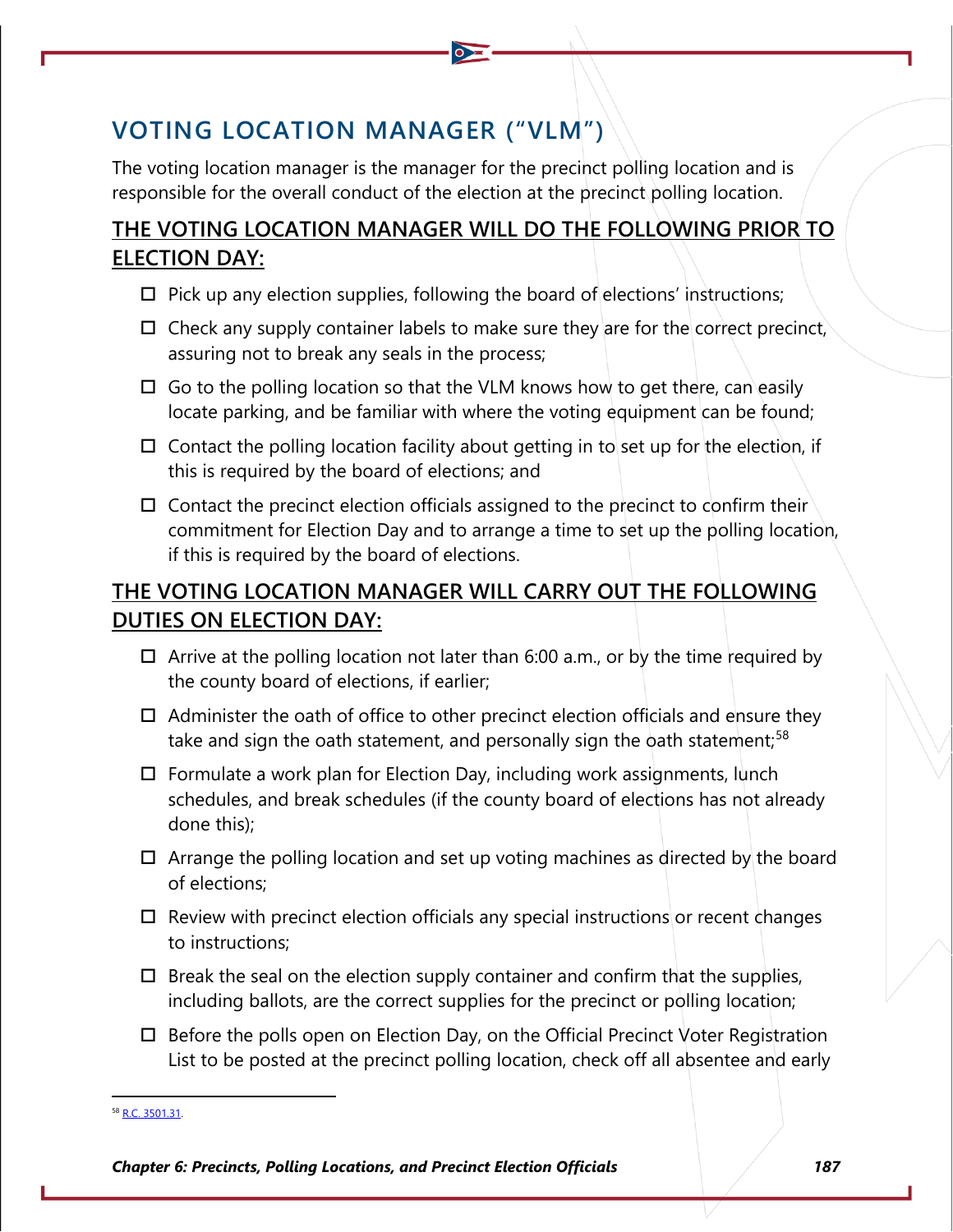## VOTING LOCATION MANAGER ("VLM")

The voting location manager is the manager for the precinct polling location and is responsible for the overall conduct of the election at the precinct polling location.

### THE VOTING LOCATION MANAGER WILL DO THE FOLLOWING PRIOR TO ELECTION DAY:

- ☐ Pick up any election supplies, following the board of elections' instructions;
- ☐ Check any supply container labels to make sure they are for the correct precinct, assuring not to break any seals in the process;
- ☐ Go to the polling location so that the VLM knows how to get there, can easily locate parking, and be familiar with where the voting equipment can be found;
- ☐ Contact the polling location facility about getting in to set up for the election, if this is required by the board of elections; and
- ☐ Contact the precinct election officials assigned to the precinct to confirm their commitment for Election Day and to arrange a time to set up the polling location, if this is required by the board of elections.

### THE VOTING LOCATION MANAGER WILL CARRY OUT THE FOLLOWING DUTIES ON ELECTION DAY:

- ☐ Arrive at the polling location not later than 6:00 a.m., or by the time required by the county board of elections, if earlier;
- ☐ Administer the oath of office to other precinct election officials and ensure they take and sign the oath statement, and personally sign the oath statement;[58]
- ☐ Formulate a work plan for Election Day, including work assignments, lunch schedules, and break schedules (if the county board of elections has not already done this);
- ☐ Arrange the polling location and set up voting machines as directed by the board of elections;
- ☐ Review with precinct election officials any special instructions or recent changes to instructions;
- ☐ Break the seal on the election supply container and confirm that the supplies, including ballots, are the correct supplies for the precinct or polling location;
- ☐ Before the polls open on Election Day, on the Official Precinct Voter Registration List to be posted at the precinct polling location, check off all absentee and early

[58] R.C. 3501.31.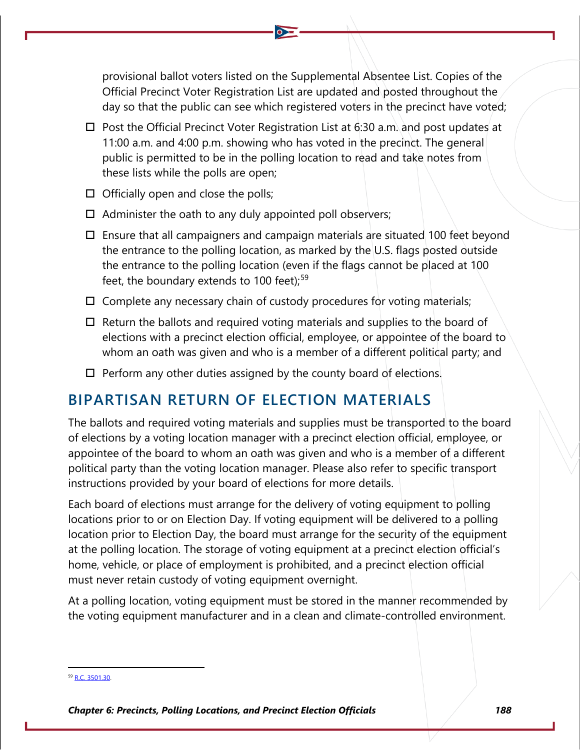provisional ballot voters listed on the Supplemental Absentee List. Copies of the Official Precinct Voter Registration List are updated and posted throughout the day so that the public can see which registered voters in the precinct have voted;

- ☐ Post the Official Precinct Voter Registration List at 6:30 a.m. and post updates at 11:00 a.m. and 4:00 p.m. showing who has voted in the precinct. The general public is permitted to be in the polling location to read and take notes from these lists while the polls are open;
- ☐ Officially open and close the polls;
- ☐ Administer the oath to any duly appointed poll observers;
- ☐ Ensure that all campaigners and campaign materials are situated 100 feet beyond the entrance to the polling location, as marked by the U.S. flags posted outside the entrance to the polling location (even if the flags cannot be placed at 100 feet, the boundary extends to 100 feet);[59]
- ☐ Complete any necessary chain of custody procedures for voting materials;
- ☐ Return the ballots and required voting materials and supplies to the board of elections with a precinct election official, employee, or appointee of the board to whom an oath was given and who is a member of a different political party; and
- ☐ Perform any other duties assigned by the county board of elections.

## BIPARTISAN RETURN OF ELECTION MATERIALS

The ballots and required voting materials and supplies must be transported to the board of elections by a voting location manager with a precinct election official, employee, or appointee of the board to whom an oath was given and who is a member of a different political party than the voting location manager. Please also refer to specific transport instructions provided by your board of elections for more details.

Each board of elections must arrange for the delivery of voting equipment to polling locations prior to or on Election Day. If voting equipment will be delivered to a polling location prior to Election Day, the board must arrange for the security of the equipment at the polling location. The storage of voting equipment at a precinct election official's home, vehicle, or place of employment is prohibited, and a precinct election official must never retain custody of voting equipment overnight.

At a polling location, voting equipment must be stored in the manner recommended by the voting equipment manufacturer and in a clean and climate-controlled environment.

---

[59] R.C. 3501.30.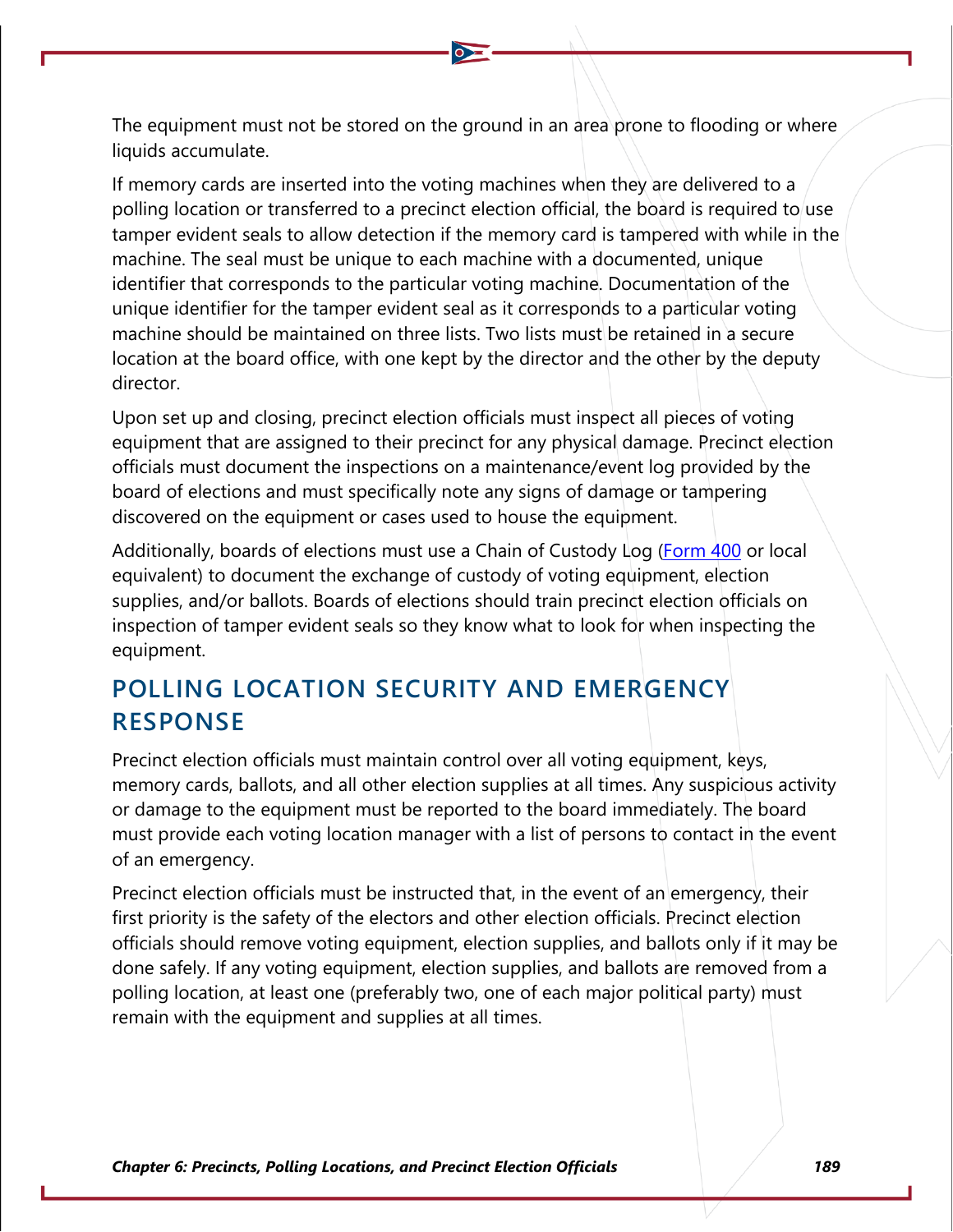The equipment must not be stored on the ground in an area prone to flooding or where liquids accumulate.

If memory cards are inserted into the voting machines when they are delivered to a polling location or transferred to a precinct election official, the board is required to use tamper evident seals to allow detection if the memory card is tampered with while in the machine. The seal must be unique to each machine with a documented, unique identifier that corresponds to the particular voting machine. Documentation of the unique identifier for the tamper evident seal as it corresponds to a particular voting machine should be maintained on three lists. Two lists must be retained in a secure location at the board office, with one kept by the director and the other by the deputy director.

Upon set up and closing, precinct election officials must inspect all pieces of voting equipment that are assigned to their precinct for any physical damage. Precinct election officials must document the inspections on a maintenance/event log provided by the board of elections and must specifically note any signs of damage or tampering discovered on the equipment or cases used to house the equipment.

Additionally, boards of elections must use a Chain of Custody Log (Form 400 or local equivalent) to document the exchange of custody of voting equipment, election supplies, and/or ballots. Boards of elections should train precinct election officials on inspection of tamper evident seals so they know what to look for when inspecting the equipment.

## POLLING LOCATION SECURITY AND EMERGENCY RESPONSE

Precinct election officials must maintain control over all voting equipment, keys, memory cards, ballots, and all other election supplies at all times. Any suspicious activity or damage to the equipment must be reported to the board immediately. The board must provide each voting location manager with a list of persons to contact in the event of an emergency.

Precinct election officials must be instructed that, in the event of an emergency, their first priority is the safety of the electors and other election officials. Precinct election officials should remove voting equipment, election supplies, and ballots only if it may be done safely. If any voting equipment, election supplies, and ballots are removed from a polling location, at least one (preferably two, one of each major political party) must remain with the equipment and supplies at all times.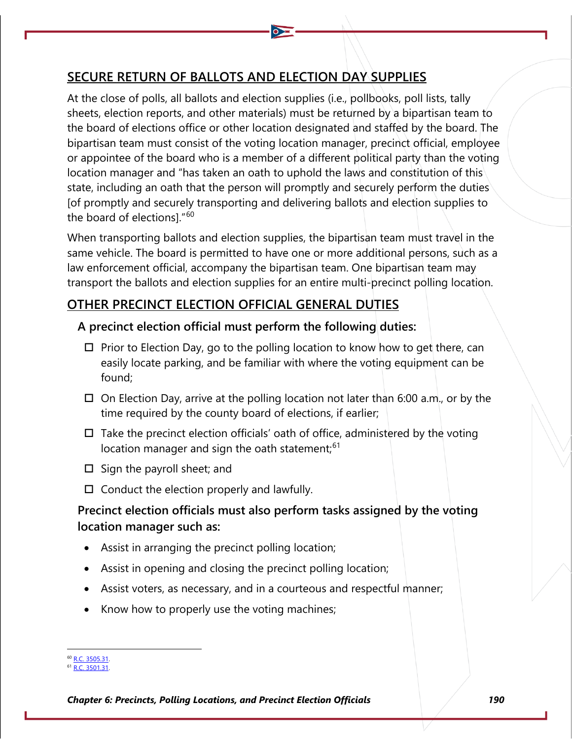## SECURE RETURN OF BALLOTS AND ELECTION DAY SUPPLIES

At the close of polls, all ballots and election supplies (i.e., pollbooks, poll lists, tally sheets, election reports, and other materials) must be returned by a bipartisan team to the board of elections office or other location designated and staffed by the board. The bipartisan team must consist of the voting location manager, precinct official, employee or appointee of the board who is a member of a different political party than the voting location manager and "has taken an oath to uphold the laws and constitution of this state, including an oath that the person will promptly and securely perform the duties [of promptly and securely transporting and delivering ballots and election supplies to the board of elections]."[60]

When transporting ballots and election supplies, the bipartisan team must travel in the same vehicle. The board is permitted to have one or more additional persons, such as a law enforcement official, accompany the bipartisan team. One bipartisan team may transport the ballots and election supplies for an entire multi-precinct polling location.

## OTHER PRECINCT ELECTION OFFICIAL GENERAL DUTIES

### A precinct election official must perform the following duties:

- ☐ Prior to Election Day, go to the polling location to know how to get there, can easily locate parking, and be familiar with where the voting equipment can be found;
- ☐ On Election Day, arrive at the polling location not later than 6:00 a.m., or by the time required by the county board of elections, if earlier;
- ☐ Take the precinct election officials' oath of office, administered by the voting location manager and sign the oath statement;[61]
- ☐ Sign the payroll sheet; and
- ☐ Conduct the election properly and lawfully.

### Precinct election officials must also perform tasks assigned by the voting location manager such as:

- Assist in arranging the precinct polling location;
- Assist in opening and closing the precinct polling location;
- Assist voters, as necessary, and in a courteous and respectful manner;
- Know how to properly use the voting machines;

---

[60] R.C. 3505.31.
[61] R.C. 3501.31.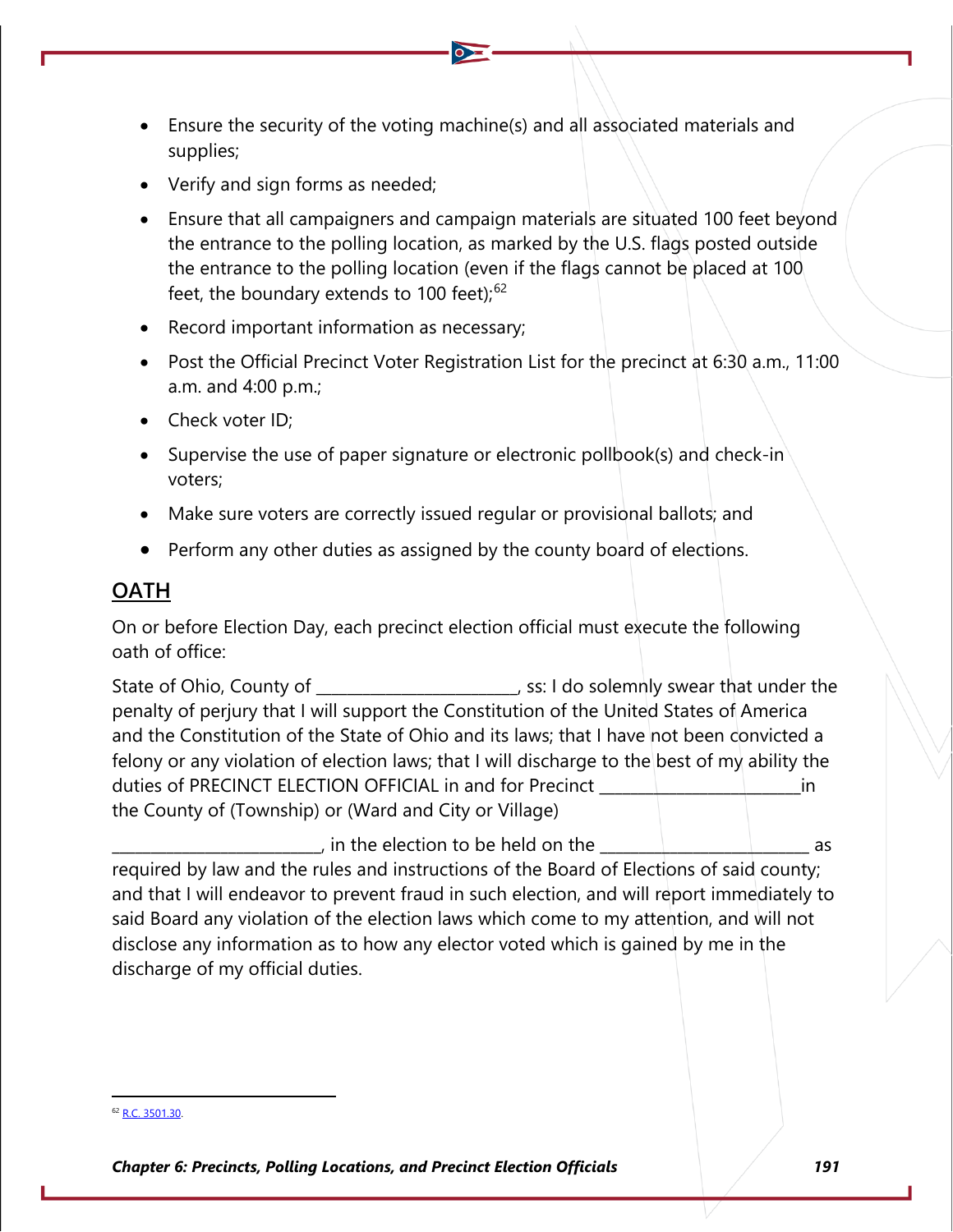- Ensure the security of the voting machine(s) and all associated materials and supplies;
- Verify and sign forms as needed;
- Ensure that all campaigners and campaign materials are situated 100 feet beyond the entrance to the polling location, as marked by the U.S. flags posted outside the entrance to the polling location (even if the flags cannot be placed at 100 feet, the boundary extends to 100 feet);[62]
- Record important information as necessary;
- Post the Official Precinct Voter Registration List for the precinct at 6:30 a.m., 11:00 a.m. and 4:00 p.m.;
- Check voter ID;
- Supervise the use of paper signature or electronic pollbook(s) and check-in voters;
- Make sure voters are correctly issued regular or provisional ballots; and
- Perform any other duties as assigned by the county board of elections.

## OATH

On or before Election Day, each precinct election official must execute the following oath of office:

State of Ohio, County of ________________________, ss: I do solemnly swear that under the penalty of perjury that I will support the Constitution of the United States of America and the Constitution of the State of Ohio and its laws; that I have not been convicted a felony or any violation of election laws; that I will discharge to the best of my ability the duties of PRECINCT ELECTION OFFICIAL in and for Precinct ________________________in the County of (Township) or (Ward and City or Village)

_________________________, in the election to be held on the _________________________ as required by law and the rules and instructions of the Board of Elections of said county; and that I will endeavor to prevent fraud in such election, and will report immediately to said Board any violation of the election laws which come to my attention, and will not disclose any information as to how any elector voted which is gained by me in the discharge of my official duties.

---

[62] R.C. 3501.30.